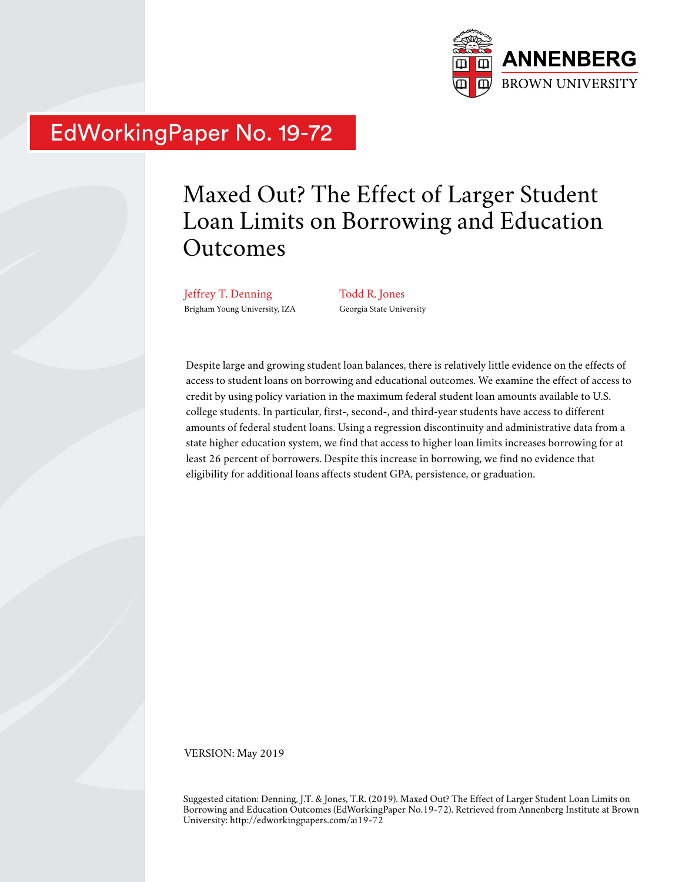ANNENBERG

BROWN UNIVERSITY

EdWorkingPaper No. 19-72

# Maxed Out? The Effect of Larger Student Loan Limits on Borrowing and Education Outcomes

Jeffrey T. Denning
Brigham Young University, IZA

Todd R. Jones
Georgia State University

Despite large and growing student loan balances, there is relatively little evidence on the effects of access to student loans on borrowing and educational outcomes. We examine the effect of access to credit by using policy variation in the maximum federal student loan amounts available to U.S. college students. In particular, first-, second-, and third-year students have access to different amounts of federal student loans. Using a regression discontinuity and administrative data from a state higher education system, we find that access to higher loan limits increases borrowing for at least 26 percent of borrowers. Despite this increase in borrowing, we find no evidence that eligibility for additional loans affects student GPA, persistence, or graduation.

VERSION: May 2019

Suggested citation: Denning, J.T. & Jones, T.R. (2019). Maxed Out? The Effect of Larger Student Loan Limits on Borrowing and Education Outcomes (EdWorkingPaper No.19-72). Retrieved from Annenberg Institute at Brown University: http://edworkingpapers.com/ai19-72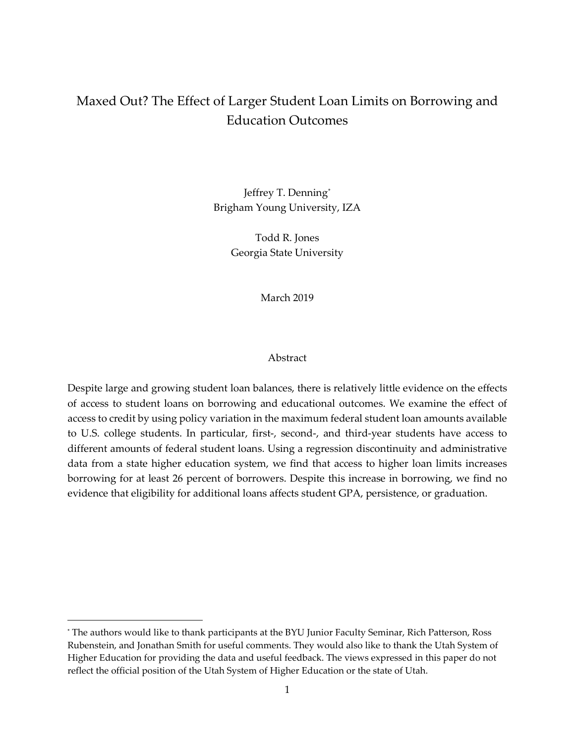# Maxed Out? The Effect of Larger Student Loan Limits on Borrowing and Education Outcomes

Jeffrey T. Denning[*]
Brigham Young University, IZA

Todd R. Jones
Georgia State University

March 2019

## Abstract

Despite large and growing student loan balances, there is relatively little evidence on the effects of access to student loans on borrowing and educational outcomes. We examine the effect of access to credit by using policy variation in the maximum federal student loan amounts available to U.S. college students. In particular, first-, second-, and third-year students have access to different amounts of federal student loans. Using a regression discontinuity and administrative data from a state higher education system, we find that access to higher loan limits increases borrowing for at least 26 percent of borrowers. Despite this increase in borrowing, we find no evidence that eligibility for additional loans affects student GPA, persistence, or graduation.

---

[*] The authors would like to thank participants at the BYU Junior Faculty Seminar, Rich Patterson, Ross Rubenstein, and Jonathan Smith for useful comments. They would also like to thank the Utah System of Higher Education for providing the data and useful feedback. The views expressed in this paper do not reflect the official position of the Utah System of Higher Education or the state of Utah.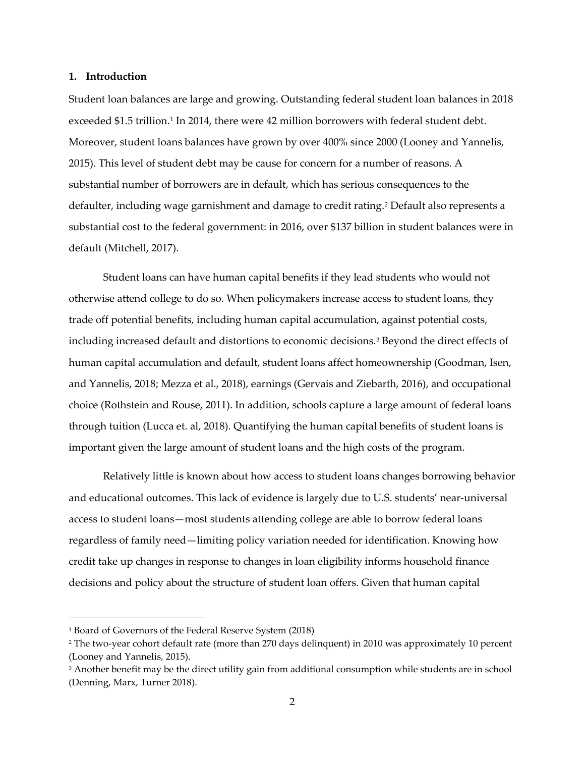## 1. Introduction

Student loan balances are large and growing. Outstanding federal student loan balances in 2018 exceeded $1.5 trillion.[1] In 2014, there were 42 million borrowers with federal student debt. Moreover, student loans balances have grown by over 400% since 2000 (Looney and Yannelis, 2015). This level of student debt may be cause for concern for a number of reasons. A substantial number of borrowers are in default, which has serious consequences to the defaulter, including wage garnishment and damage to credit rating.[2] Default also represents a substantial cost to the federal government: in 2016, over $137 billion in student balances were in default (Mitchell, 2017).

Student loans can have human capital benefits if they lead students who would not otherwise attend college to do so. When policymakers increase access to student loans, they trade off potential benefits, including human capital accumulation, against potential costs, including increased default and distortions to economic decisions.[3] Beyond the direct effects of human capital accumulation and default, student loans affect homeownership (Goodman, Isen, and Yannelis, 2018; Mezza et al., 2018), earnings (Gervais and Ziebarth, 2016), and occupational choice (Rothstein and Rouse, 2011). In addition, schools capture a large amount of federal loans through tuition (Lucca et. al, 2018). Quantifying the human capital benefits of student loans is important given the large amount of student loans and the high costs of the program.

Relatively little is known about how access to student loans changes borrowing behavior and educational outcomes. This lack of evidence is largely due to U.S. students' near-universal access to student loans—most students attending college are able to borrow federal loans regardless of family need—limiting policy variation needed for identification. Knowing how credit take up changes in response to changes in loan eligibility informs household finance decisions and policy about the structure of student loan offers. Given that human capital

---

[1] Board of Governors of the Federal Reserve System (2018)

[2] The two-year cohort default rate (more than 270 days delinquent) in 2010 was approximately 10 percent (Looney and Yannelis, 2015).

[3] Another benefit may be the direct utility gain from additional consumption while students are in school (Denning, Marx, Turner 2018).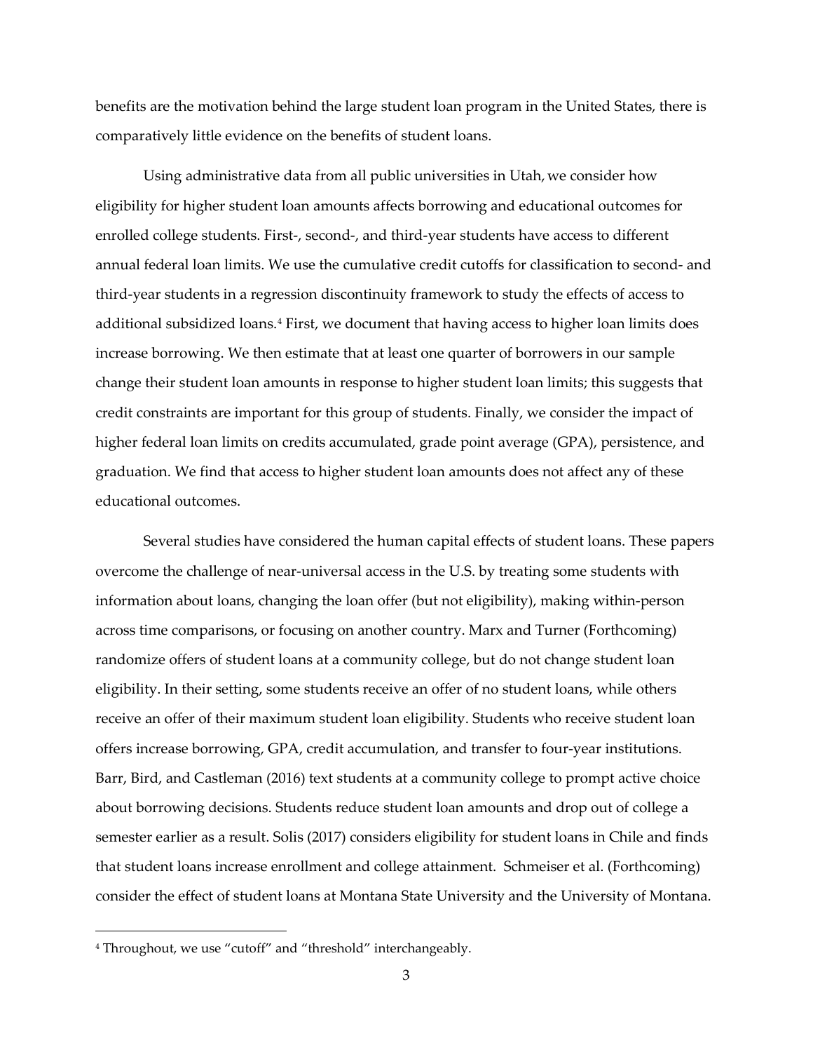benefits are the motivation behind the large student loan program in the United States, there is comparatively little evidence on the benefits of student loans.

Using administrative data from all public universities in Utah, we consider how eligibility for higher student loan amounts affects borrowing and educational outcomes for enrolled college students. First-, second-, and third-year students have access to different annual federal loan limits. We use the cumulative credit cutoffs for classification to second- and third-year students in a regression discontinuity framework to study the effects of access to additional subsidized loans.[4] First, we document that having access to higher loan limits does increase borrowing. We then estimate that at least one quarter of borrowers in our sample change their student loan amounts in response to higher student loan limits; this suggests that credit constraints are important for this group of students. Finally, we consider the impact of higher federal loan limits on credits accumulated, grade point average (GPA), persistence, and graduation. We find that access to higher student loan amounts does not affect any of these educational outcomes.

Several studies have considered the human capital effects of student loans. These papers overcome the challenge of near-universal access in the U.S. by treating some students with information about loans, changing the loan offer (but not eligibility), making within-person across time comparisons, or focusing on another country. Marx and Turner (Forthcoming) randomize offers of student loans at a community college, but do not change student loan eligibility. In their setting, some students receive an offer of no student loans, while others receive an offer of their maximum student loan eligibility. Students who receive student loan offers increase borrowing, GPA, credit accumulation, and transfer to four-year institutions. Barr, Bird, and Castleman (2016) text students at a community college to prompt active choice about borrowing decisions. Students reduce student loan amounts and drop out of college a semester earlier as a result. Solis (2017) considers eligibility for student loans in Chile and finds that student loans increase enrollment and college attainment. Schmeiser et al. (Forthcoming) consider the effect of student loans at Montana State University and the University of Montana.

[4] Throughout, we use "cutoff" and "threshold" interchangeably.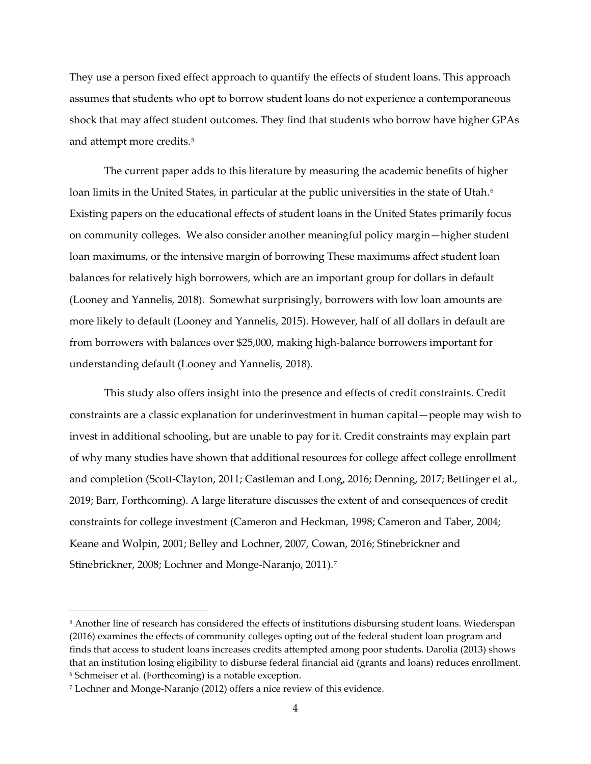They use a person fixed effect approach to quantify the effects of student loans. This approach assumes that students who opt to borrow student loans do not experience a contemporaneous shock that may affect student outcomes. They find that students who borrow have higher GPAs and attempt more credits.[5]

The current paper adds to this literature by measuring the academic benefits of higher loan limits in the United States, in particular at the public universities in the state of Utah.[6] Existing papers on the educational effects of student loans in the United States primarily focus on community colleges. We also consider another meaningful policy margin—higher student loan maximums, or the intensive margin of borrowing These maximums affect student loan balances for relatively high borrowers, which are an important group for dollars in default (Looney and Yannelis, 2018). Somewhat surprisingly, borrowers with low loan amounts are more likely to default (Looney and Yannelis, 2015). However, half of all dollars in default are from borrowers with balances over $25,000, making high-balance borrowers important for understanding default (Looney and Yannelis, 2018).

This study also offers insight into the presence and effects of credit constraints. Credit constraints are a classic explanation for underinvestment in human capital—people may wish to invest in additional schooling, but are unable to pay for it. Credit constraints may explain part of why many studies have shown that additional resources for college affect college enrollment and completion (Scott-Clayton, 2011; Castleman and Long, 2016; Denning, 2017; Bettinger et al., 2019; Barr, Forthcoming). A large literature discusses the extent of and consequences of credit constraints for college investment (Cameron and Heckman, 1998; Cameron and Taber, 2004; Keane and Wolpin, 2001; Belley and Lochner, 2007, Cowan, 2016; Stinebrickner and Stinebrickner, 2008; Lochner and Monge-Naranjo, 2011).[7]

---

[5] Another line of research has considered the effects of institutions disbursing student loans. Wiederspan (2016) examines the effects of community colleges opting out of the federal student loan program and finds that access to student loans increases credits attempted among poor students. Darolia (2013) shows that an institution losing eligibility to disburse federal financial aid (grants and loans) reduces enrollment.

[6] Schmeiser et al. (Forthcoming) is a notable exception.

[7] Lochner and Monge-Naranjo (2012) offers a nice review of this evidence.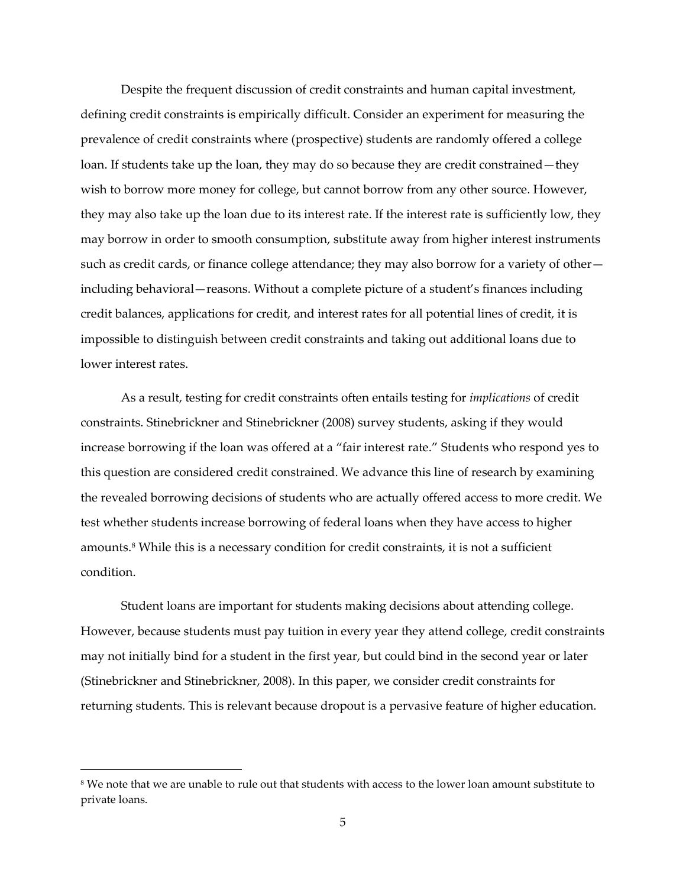Despite the frequent discussion of credit constraints and human capital investment, defining credit constraints is empirically difficult. Consider an experiment for measuring the prevalence of credit constraints where (prospective) students are randomly offered a college loan. If students take up the loan, they may do so because they are credit constrained—they wish to borrow more money for college, but cannot borrow from any other source. However, they may also take up the loan due to its interest rate. If the interest rate is sufficiently low, they may borrow in order to smooth consumption, substitute away from higher interest instruments such as credit cards, or finance college attendance; they may also borrow for a variety of other—including behavioral—reasons. Without a complete picture of a student's finances including credit balances, applications for credit, and interest rates for all potential lines of credit, it is impossible to distinguish between credit constraints and taking out additional loans due to lower interest rates.

As a result, testing for credit constraints often entails testing for *implications* of credit constraints. Stinebrickner and Stinebrickner (2008) survey students, asking if they would increase borrowing if the loan was offered at a "fair interest rate." Students who respond yes to this question are considered credit constrained. We advance this line of research by examining the revealed borrowing decisions of students who are actually offered access to more credit. We test whether students increase borrowing of federal loans when they have access to higher amounts.[8] While this is a necessary condition for credit constraints, it is not a sufficient condition.

Student loans are important for students making decisions about attending college. However, because students must pay tuition in every year they attend college, credit constraints may not initially bind for a student in the first year, but could bind in the second year or later (Stinebrickner and Stinebrickner, 2008). In this paper, we consider credit constraints for returning students. This is relevant because dropout is a pervasive feature of higher education.

[8] We note that we are unable to rule out that students with access to the lower loan amount substitute to private loans.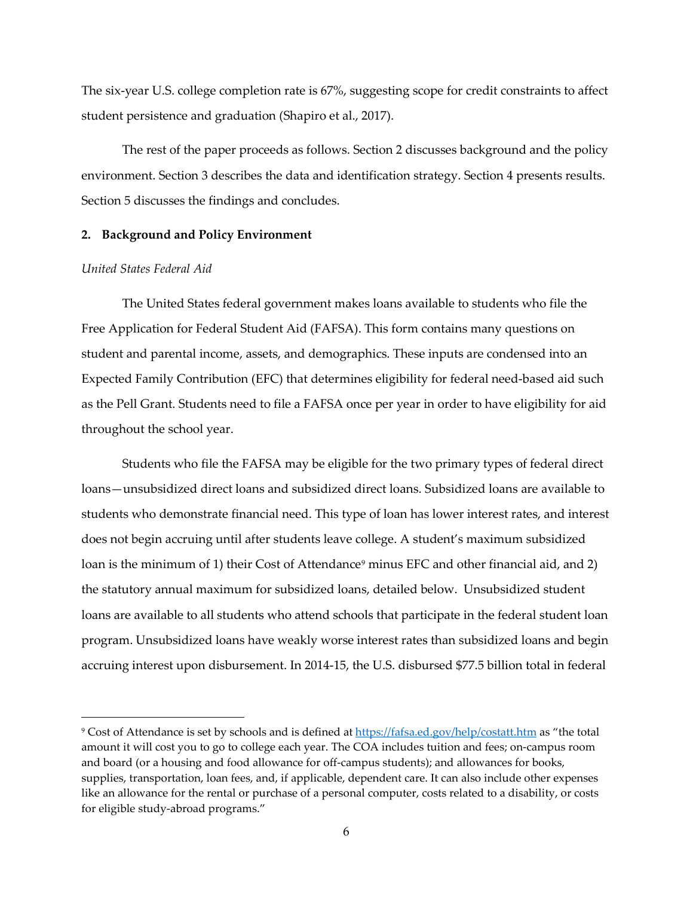The six-year U.S. college completion rate is 67%, suggesting scope for credit constraints to affect student persistence and graduation (Shapiro et al., 2017).

The rest of the paper proceeds as follows. Section 2 discusses background and the policy environment. Section 3 describes the data and identification strategy. Section 4 presents results. Section 5 discusses the findings and concludes.

## 2. Background and Policy Environment

*United States Federal Aid*

The United States federal government makes loans available to students who file the Free Application for Federal Student Aid (FAFSA). This form contains many questions on student and parental income, assets, and demographics. These inputs are condensed into an Expected Family Contribution (EFC) that determines eligibility for federal need-based aid such as the Pell Grant. Students need to file a FAFSA once per year in order to have eligibility for aid throughout the school year.

Students who file the FAFSA may be eligible for the two primary types of federal direct loans—unsubsidized direct loans and subsidized direct loans. Subsidized loans are available to students who demonstrate financial need. This type of loan has lower interest rates, and interest does not begin accruing until after students leave college. A student's maximum subsidized loan is the minimum of 1) their Cost of Attendance[9] minus EFC and other financial aid, and 2) the statutory annual maximum for subsidized loans, detailed below. Unsubsidized student loans are available to all students who attend schools that participate in the federal student loan program. Unsubsidized loans have weakly worse interest rates than subsidized loans and begin accruing interest upon disbursement. In 2014-15, the U.S. disbursed $77.5 billion total in federal

[9] Cost of Attendance is set by schools and is defined at https://fafsa.ed.gov/help/costatt.htm as "the total amount it will cost you to go to college each year. The COA includes tuition and fees; on-campus room and board (or a housing and food allowance for off-campus students); and allowances for books, supplies, transportation, loan fees, and, if applicable, dependent care. It can also include other expenses like an allowance for the rental or purchase of a personal computer, costs related to a disability, or costs for eligible study-abroad programs."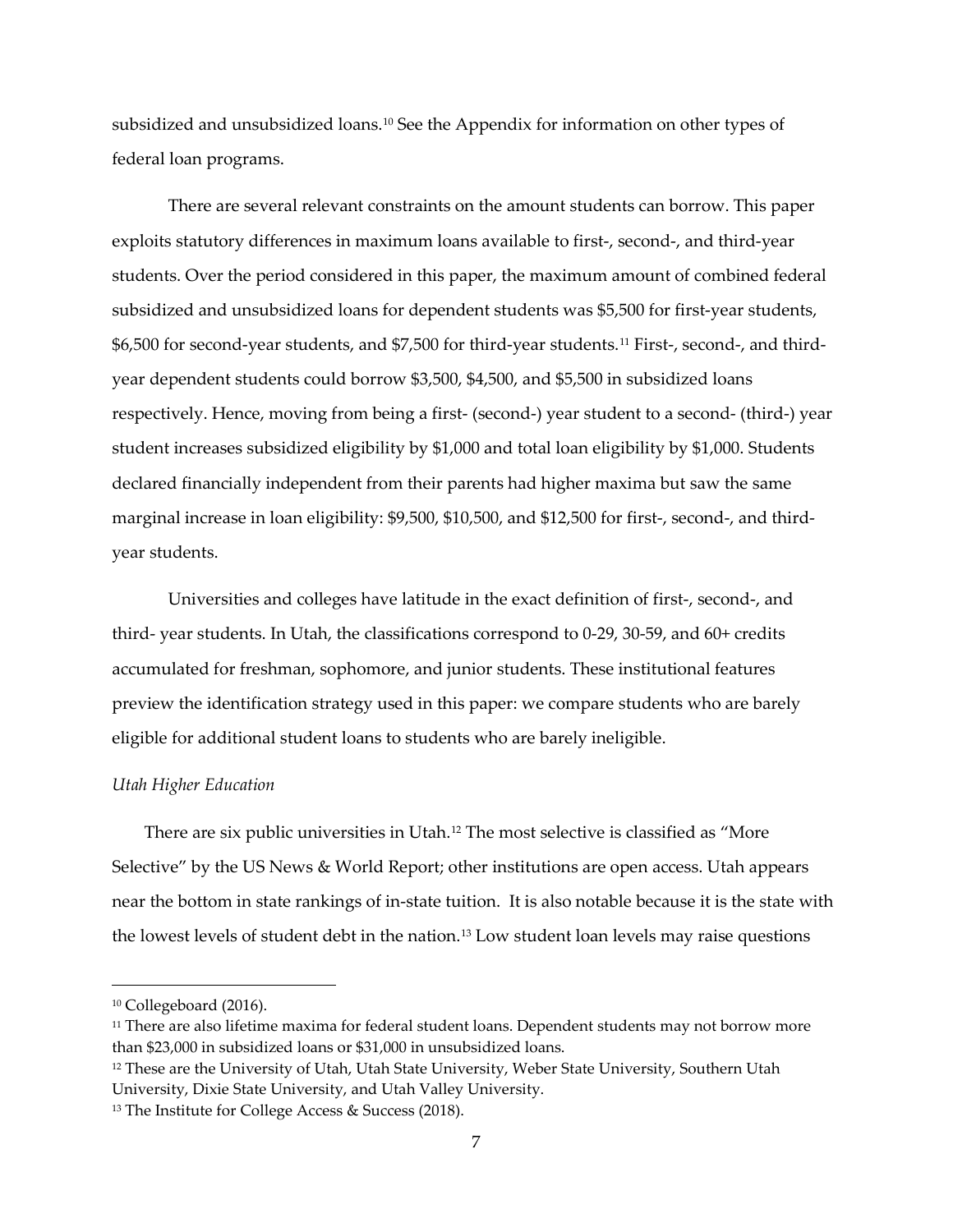subsidized and unsubsidized loans.[10] See the Appendix for information on other types of federal loan programs.

There are several relevant constraints on the amount students can borrow. This paper exploits statutory differences in maximum loans available to first-, second-, and third-year students. Over the period considered in this paper, the maximum amount of combined federal subsidized and unsubsidized loans for dependent students was $5,500 for first-year students, $6,500 for second-year students, and $7,500 for third-year students.[11] First-, second-, and third-year dependent students could borrow $3,500, $4,500, and $5,500 in subsidized loans respectively. Hence, moving from being a first- (second-) year student to a second- (third-) year student increases subsidized eligibility by $1,000 and total loan eligibility by $1,000. Students declared financially independent from their parents had higher maxima but saw the same marginal increase in loan eligibility: $9,500, $10,500, and $12,500 for first-, second-, and third-year students.

Universities and colleges have latitude in the exact definition of first-, second-, and third- year students. In Utah, the classifications correspond to 0-29, 30-59, and 60+ credits accumulated for freshman, sophomore, and junior students. These institutional features preview the identification strategy used in this paper: we compare students who are barely eligible for additional student loans to students who are barely ineligible.

*Utah Higher Education*

There are six public universities in Utah.[12] The most selective is classified as "More Selective" by the US News & World Report; other institutions are open access. Utah appears near the bottom in state rankings of in-state tuition. It is also notable because it is the state with the lowest levels of student debt in the nation.[13] Low student loan levels may raise questions

---

[10] Collegeboard (2016).

[11] There are also lifetime maxima for federal student loans. Dependent students may not borrow more than $23,000 in subsidized loans or $31,000 in unsubsidized loans.

[12] These are the University of Utah, Utah State University, Weber State University, Southern Utah University, Dixie State University, and Utah Valley University.

[13] The Institute for College Access & Success (2018).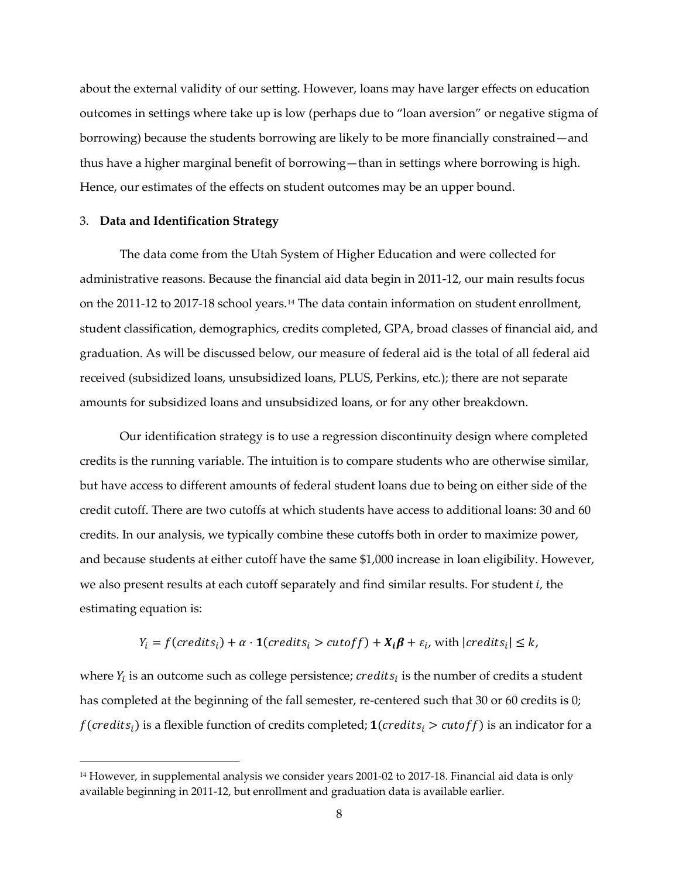about the external validity of our setting. However, loans may have larger effects on education outcomes in settings where take up is low (perhaps due to "loan aversion" or negative stigma of borrowing) because the students borrowing are likely to be more financially constrained—and thus have a higher marginal benefit of borrowing—than in settings where borrowing is high. Hence, our estimates of the effects on student outcomes may be an upper bound.

## 3. **Data and Identification Strategy**

The data come from the Utah System of Higher Education and were collected for administrative reasons. Because the financial aid data begin in 2011-12, our main results focus on the 2011-12 to 2017-18 school years.[14] The data contain information on student enrollment, student classification, demographics, credits completed, GPA, broad classes of financial aid, and graduation. As will be discussed below, our measure of federal aid is the total of all federal aid received (subsidized loans, unsubsidized loans, PLUS, Perkins, etc.); there are not separate amounts for subsidized loans and unsubsidized loans, or for any other breakdown.

Our identification strategy is to use a regression discontinuity design where completed credits is the running variable. The intuition is to compare students who are otherwise similar, but have access to different amounts of federal student loans due to being on either side of the credit cutoff. There are two cutoffs at which students have access to additional loans: 30 and 60 credits. In our analysis, we typically combine these cutoffs both in order to maximize power, and because students at either cutoff have the same $1,000 increase in loan eligibility. However, we also present results at each cutoff separately and find similar results. For student $i$, the estimating equation is:

$$Y_i = f(credits_i) + \alpha \cdot \mathbf{1}(credits_i > cutoff) + \boldsymbol{X_i \beta} + \varepsilon_i, \text{ with } |credits_i| \leq k,$$

where $Y_i$ is an outcome such as college persistence; $credits_i$ is the number of credits a student has completed at the beginning of the fall semester, re-centered such that 30 or 60 credits is 0; $f(credits_i)$ is a flexible function of credits completed; $\mathbf{1}(credits_i > cutoff)$ is an indicator for a

[14] However, in supplemental analysis we consider years 2001-02 to 2017-18. Financial aid data is only available beginning in 2011-12, but enrollment and graduation data is available earlier.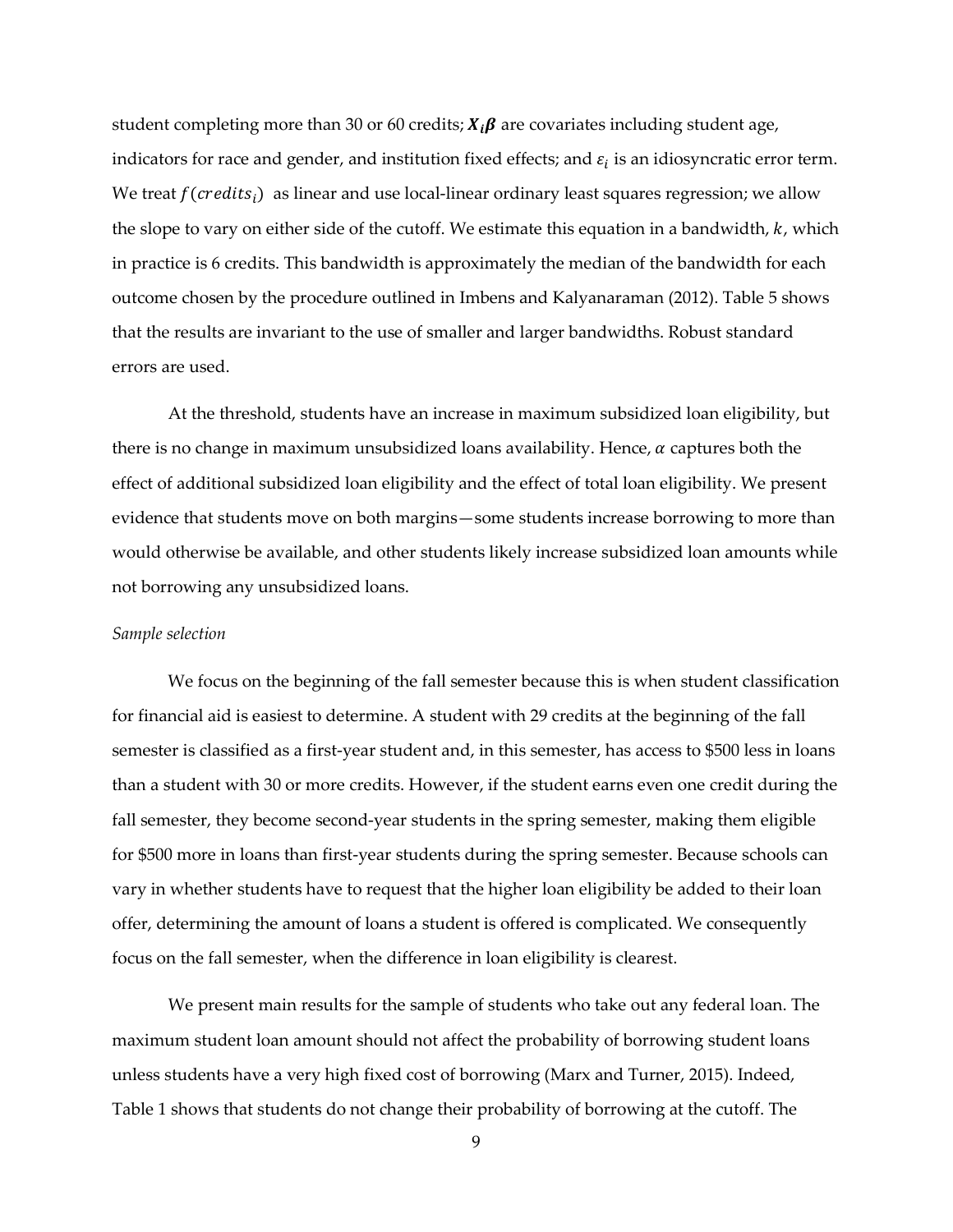student completing more than 30 or 60 credits; $\boldsymbol{X_i\beta}$ are covariates including student age, indicators for race and gender, and institution fixed effects; and $\varepsilon_i$ is an idiosyncratic error term. We treat $f(credits_i)$ as linear and use local-linear ordinary least squares regression; we allow the slope to vary on either side of the cutoff. We estimate this equation in a bandwidth, $k$, which in practice is 6 credits. This bandwidth is approximately the median of the bandwidth for each outcome chosen by the procedure outlined in Imbens and Kalyanaraman (2012). Table 5 shows that the results are invariant to the use of smaller and larger bandwidths. Robust standard errors are used.

At the threshold, students have an increase in maximum subsidized loan eligibility, but there is no change in maximum unsubsidized loans availability. Hence, $\alpha$ captures both the effect of additional subsidized loan eligibility and the effect of total loan eligibility. We present evidence that students move on both margins—some students increase borrowing to more than would otherwise be available, and other students likely increase subsidized loan amounts while not borrowing any unsubsidized loans.

*Sample selection*

We focus on the beginning of the fall semester because this is when student classification for financial aid is easiest to determine. A student with 29 credits at the beginning of the fall semester is classified as a first-year student and, in this semester, has access to $500 less in loans than a student with 30 or more credits. However, if the student earns even one credit during the fall semester, they become second-year students in the spring semester, making them eligible for $500 more in loans than first-year students during the spring semester. Because schools can vary in whether students have to request that the higher loan eligibility be added to their loan offer, determining the amount of loans a student is offered is complicated. We consequently focus on the fall semester, when the difference in loan eligibility is clearest.

We present main results for the sample of students who take out any federal loan. The maximum student loan amount should not affect the probability of borrowing student loans unless students have a very high fixed cost of borrowing (Marx and Turner, 2015). Indeed, Table 1 shows that students do not change their probability of borrowing at the cutoff. The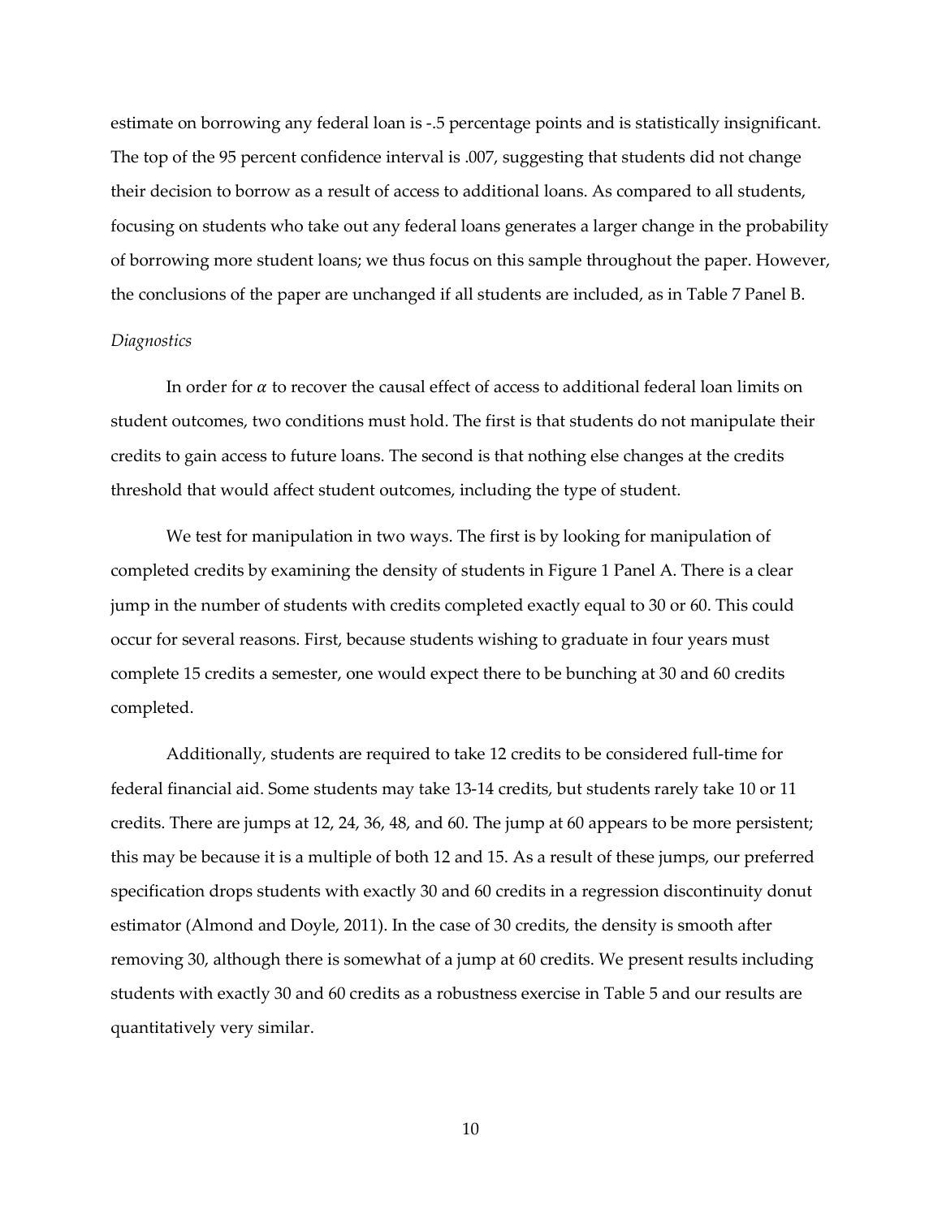estimate on borrowing any federal loan is -.5 percentage points and is statistically insignificant. The top of the 95 percent confidence interval is .007, suggesting that students did not change their decision to borrow as a result of access to additional loans. As compared to all students, focusing on students who take out any federal loans generates a larger change in the probability of borrowing more student loans; we thus focus on this sample throughout the paper. However, the conclusions of the paper are unchanged if all students are included, as in Table 7 Panel B.

*Diagnostics*

In order for $\alpha$ to recover the causal effect of access to additional federal loan limits on student outcomes, two conditions must hold. The first is that students do not manipulate their credits to gain access to future loans. The second is that nothing else changes at the credits threshold that would affect student outcomes, including the type of student.

We test for manipulation in two ways. The first is by looking for manipulation of completed credits by examining the density of students in Figure 1 Panel A. There is a clear jump in the number of students with credits completed exactly equal to 30 or 60. This could occur for several reasons. First, because students wishing to graduate in four years must complete 15 credits a semester, one would expect there to be bunching at 30 and 60 credits completed.

Additionally, students are required to take 12 credits to be considered full-time for federal financial aid. Some students may take 13-14 credits, but students rarely take 10 or 11 credits. There are jumps at 12, 24, 36, 48, and 60. The jump at 60 appears to be more persistent; this may be because it is a multiple of both 12 and 15. As a result of these jumps, our preferred specification drops students with exactly 30 and 60 credits in a regression discontinuity donut estimator (Almond and Doyle, 2011). In the case of 30 credits, the density is smooth after removing 30, although there is somewhat of a jump at 60 credits. We present results including students with exactly 30 and 60 credits as a robustness exercise in Table 5 and our results are quantitatively very similar.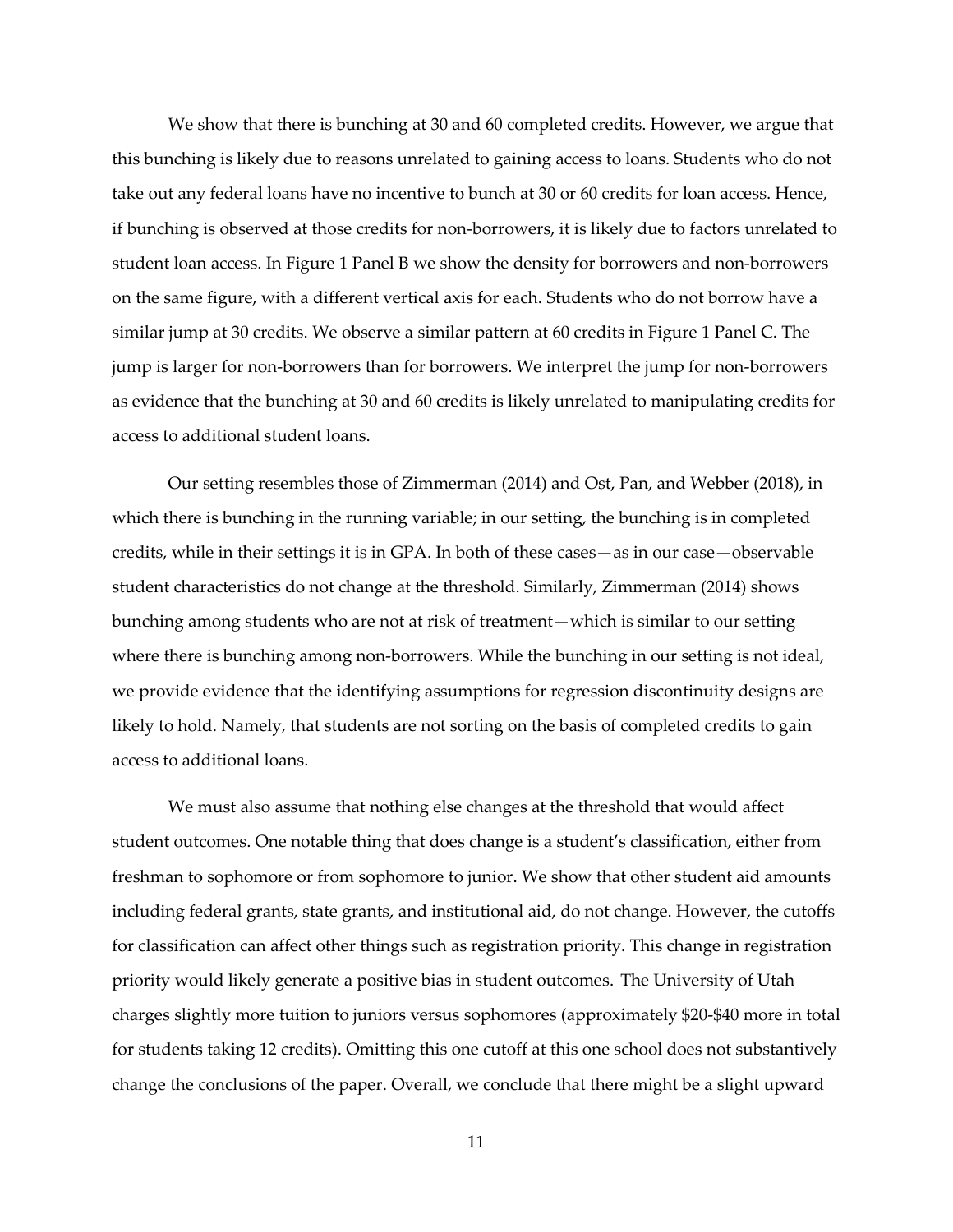We show that there is bunching at 30 and 60 completed credits. However, we argue that this bunching is likely due to reasons unrelated to gaining access to loans. Students who do not take out any federal loans have no incentive to bunch at 30 or 60 credits for loan access. Hence, if bunching is observed at those credits for non-borrowers, it is likely due to factors unrelated to student loan access. In Figure 1 Panel B we show the density for borrowers and non-borrowers on the same figure, with a different vertical axis for each. Students who do not borrow have a similar jump at 30 credits. We observe a similar pattern at 60 credits in Figure 1 Panel C. The jump is larger for non-borrowers than for borrowers. We interpret the jump for non-borrowers as evidence that the bunching at 30 and 60 credits is likely unrelated to manipulating credits for access to additional student loans.

Our setting resembles those of Zimmerman (2014) and Ost, Pan, and Webber (2018), in which there is bunching in the running variable; in our setting, the bunching is in completed credits, while in their settings it is in GPA. In both of these cases—as in our case—observable student characteristics do not change at the threshold. Similarly, Zimmerman (2014) shows bunching among students who are not at risk of treatment—which is similar to our setting where there is bunching among non-borrowers. While the bunching in our setting is not ideal, we provide evidence that the identifying assumptions for regression discontinuity designs are likely to hold. Namely, that students are not sorting on the basis of completed credits to gain access to additional loans.

We must also assume that nothing else changes at the threshold that would affect student outcomes. One notable thing that does change is a student's classification, either from freshman to sophomore or from sophomore to junior. We show that other student aid amounts including federal grants, state grants, and institutional aid, do not change. However, the cutoffs for classification can affect other things such as registration priority. This change in registration priority would likely generate a positive bias in student outcomes. The University of Utah charges slightly more tuition to juniors versus sophomores (approximately $20-$40 more in total for students taking 12 credits). Omitting this one cutoff at this one school does not substantively change the conclusions of the paper. Overall, we conclude that there might be a slight upward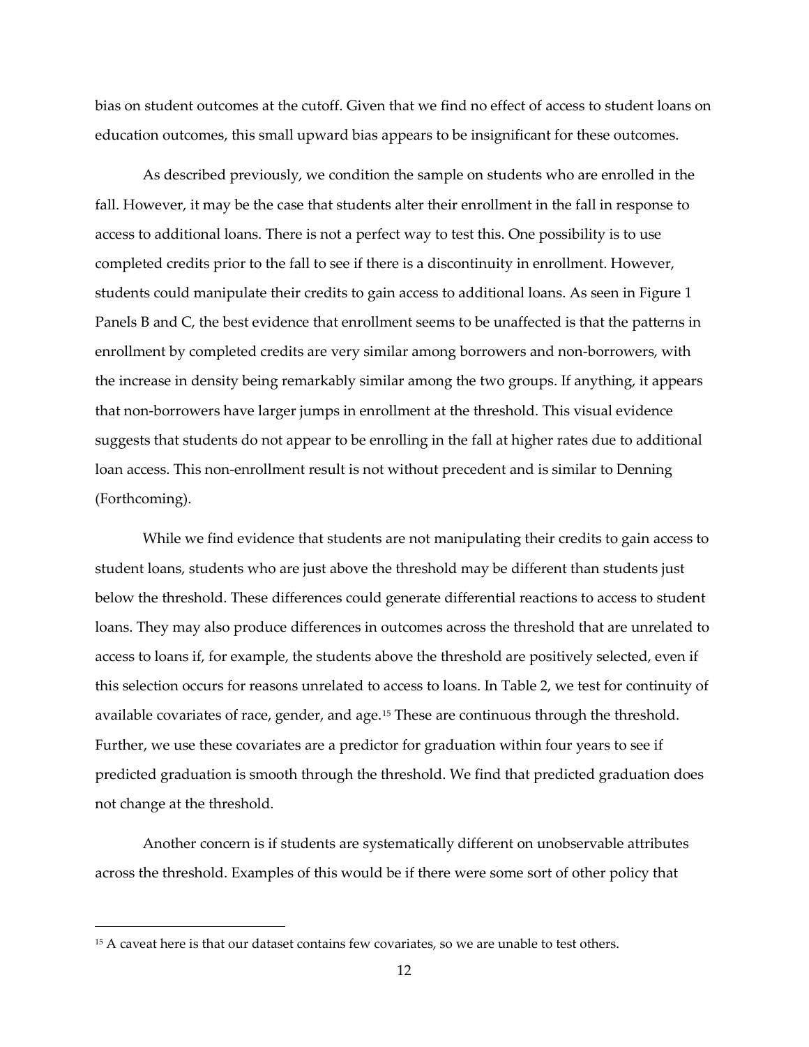bias on student outcomes at the cutoff. Given that we find no effect of access to student loans on education outcomes, this small upward bias appears to be insignificant for these outcomes.

As described previously, we condition the sample on students who are enrolled in the fall. However, it may be the case that students alter their enrollment in the fall in response to access to additional loans. There is not a perfect way to test this. One possibility is to use completed credits prior to the fall to see if there is a discontinuity in enrollment. However, students could manipulate their credits to gain access to additional loans. As seen in Figure 1 Panels B and C, the best evidence that enrollment seems to be unaffected is that the patterns in enrollment by completed credits are very similar among borrowers and non-borrowers, with the increase in density being remarkably similar among the two groups. If anything, it appears that non-borrowers have larger jumps in enrollment at the threshold. This visual evidence suggests that students do not appear to be enrolling in the fall at higher rates due to additional loan access. This non-enrollment result is not without precedent and is similar to Denning (Forthcoming).

While we find evidence that students are not manipulating their credits to gain access to student loans, students who are just above the threshold may be different than students just below the threshold. These differences could generate differential reactions to access to student loans. They may also produce differences in outcomes across the threshold that are unrelated to access to loans if, for example, the students above the threshold are positively selected, even if this selection occurs for reasons unrelated to access to loans. In Table 2, we test for continuity of available covariates of race, gender, and age.[15] These are continuous through the threshold. Further, we use these covariates are a predictor for graduation within four years to see if predicted graduation is smooth through the threshold. We find that predicted graduation does not change at the threshold.

Another concern is if students are systematically different on unobservable attributes across the threshold. Examples of this would be if there were some sort of other policy that

[15] A caveat here is that our dataset contains few covariates, so we are unable to test others.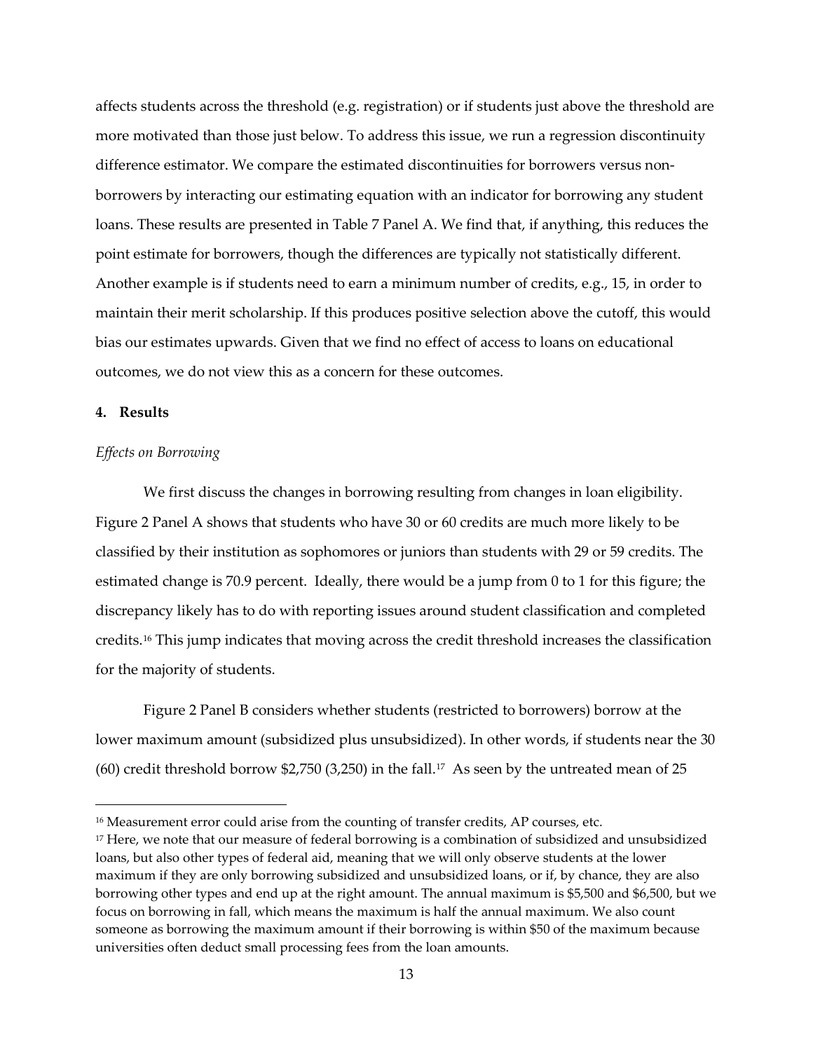affects students across the threshold (e.g. registration) or if students just above the threshold are more motivated than those just below. To address this issue, we run a regression discontinuity difference estimator. We compare the estimated discontinuities for borrowers versus non-borrowers by interacting our estimating equation with an indicator for borrowing any student loans. These results are presented in Table 7 Panel A. We find that, if anything, this reduces the point estimate for borrowers, though the differences are typically not statistically different. Another example is if students need to earn a minimum number of credits, e.g., 15, in order to maintain their merit scholarship. If this produces positive selection above the cutoff, this would bias our estimates upwards. Given that we find no effect of access to loans on educational outcomes, we do not view this as a concern for these outcomes.

## 4. Results

*Effects on Borrowing*

We first discuss the changes in borrowing resulting from changes in loan eligibility. Figure 2 Panel A shows that students who have 30 or 60 credits are much more likely to be classified by their institution as sophomores or juniors than students with 29 or 59 credits. The estimated change is 70.9 percent. Ideally, there would be a jump from 0 to 1 for this figure; the discrepancy likely has to do with reporting issues around student classification and completed credits.[16] This jump indicates that moving across the credit threshold increases the classification for the majority of students.

Figure 2 Panel B considers whether students (restricted to borrowers) borrow at the lower maximum amount (subsidized plus unsubsidized). In other words, if students near the 30 (60) credit threshold borrow \$2,750 (3,250) in the fall.[17] As seen by the untreated mean of 25

[16] Measurement error could arise from the counting of transfer credits, AP courses, etc.

[17] Here, we note that our measure of federal borrowing is a combination of subsidized and unsubsidized loans, but also other types of federal aid, meaning that we will only observe students at the lower maximum if they are only borrowing subsidized and unsubsidized loans, or if, by chance, they are also borrowing other types and end up at the right amount. The annual maximum is \$5,500 and \$6,500, but we focus on borrowing in fall, which means the maximum is half the annual maximum. We also count someone as borrowing the maximum amount if their borrowing is within \$50 of the maximum because universities often deduct small processing fees from the loan amounts.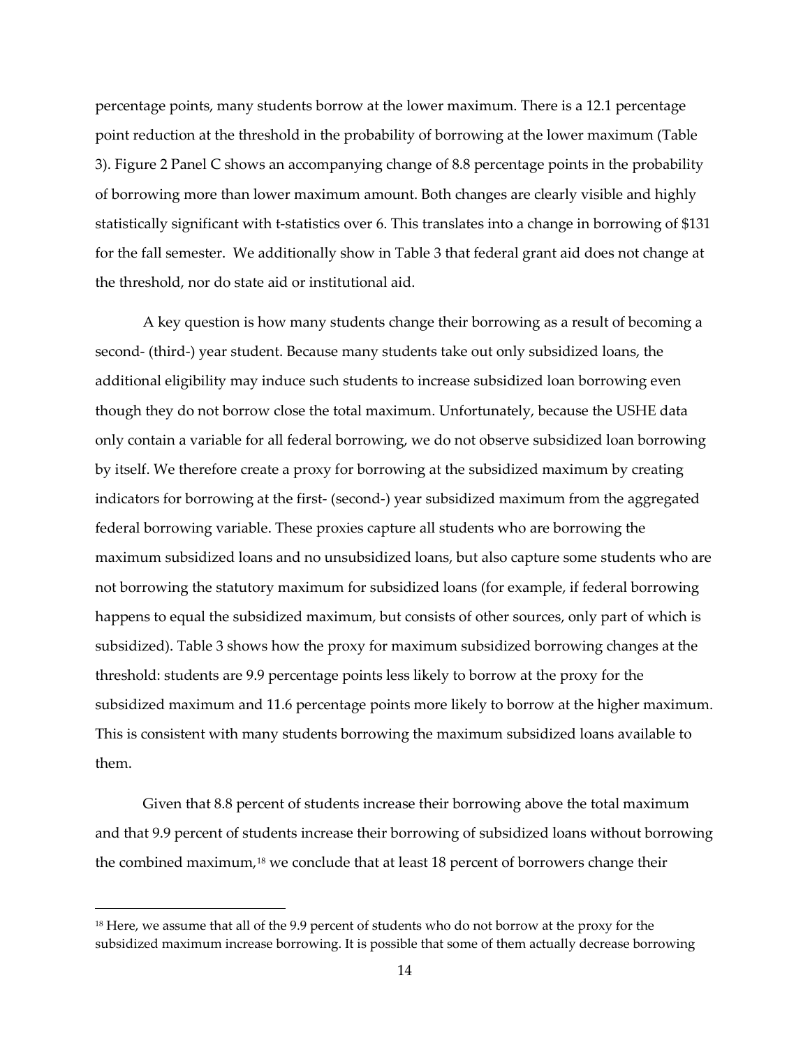percentage points, many students borrow at the lower maximum. There is a 12.1 percentage point reduction at the threshold in the probability of borrowing at the lower maximum (Table 3). Figure 2 Panel C shows an accompanying change of 8.8 percentage points in the probability of borrowing more than lower maximum amount. Both changes are clearly visible and highly statistically significant with t-statistics over 6. This translates into a change in borrowing of $131 for the fall semester. We additionally show in Table 3 that federal grant aid does not change at the threshold, nor do state aid or institutional aid.

A key question is how many students change their borrowing as a result of becoming a second- (third-) year student. Because many students take out only subsidized loans, the additional eligibility may induce such students to increase subsidized loan borrowing even though they do not borrow close the total maximum. Unfortunately, because the USHE data only contain a variable for all federal borrowing, we do not observe subsidized loan borrowing by itself. We therefore create a proxy for borrowing at the subsidized maximum by creating indicators for borrowing at the first- (second-) year subsidized maximum from the aggregated federal borrowing variable. These proxies capture all students who are borrowing the maximum subsidized loans and no unsubsidized loans, but also capture some students who are not borrowing the statutory maximum for subsidized loans (for example, if federal borrowing happens to equal the subsidized maximum, but consists of other sources, only part of which is subsidized). Table 3 shows how the proxy for maximum subsidized borrowing changes at the threshold: students are 9.9 percentage points less likely to borrow at the proxy for the subsidized maximum and 11.6 percentage points more likely to borrow at the higher maximum. This is consistent with many students borrowing the maximum subsidized loans available to them.

Given that 8.8 percent of students increase their borrowing above the total maximum and that 9.9 percent of students increase their borrowing of subsidized loans without borrowing the combined maximum,[18] we conclude that at least 18 percent of borrowers change their

[18] Here, we assume that all of the 9.9 percent of students who do not borrow at the proxy for the subsidized maximum increase borrowing. It is possible that some of them actually decrease borrowing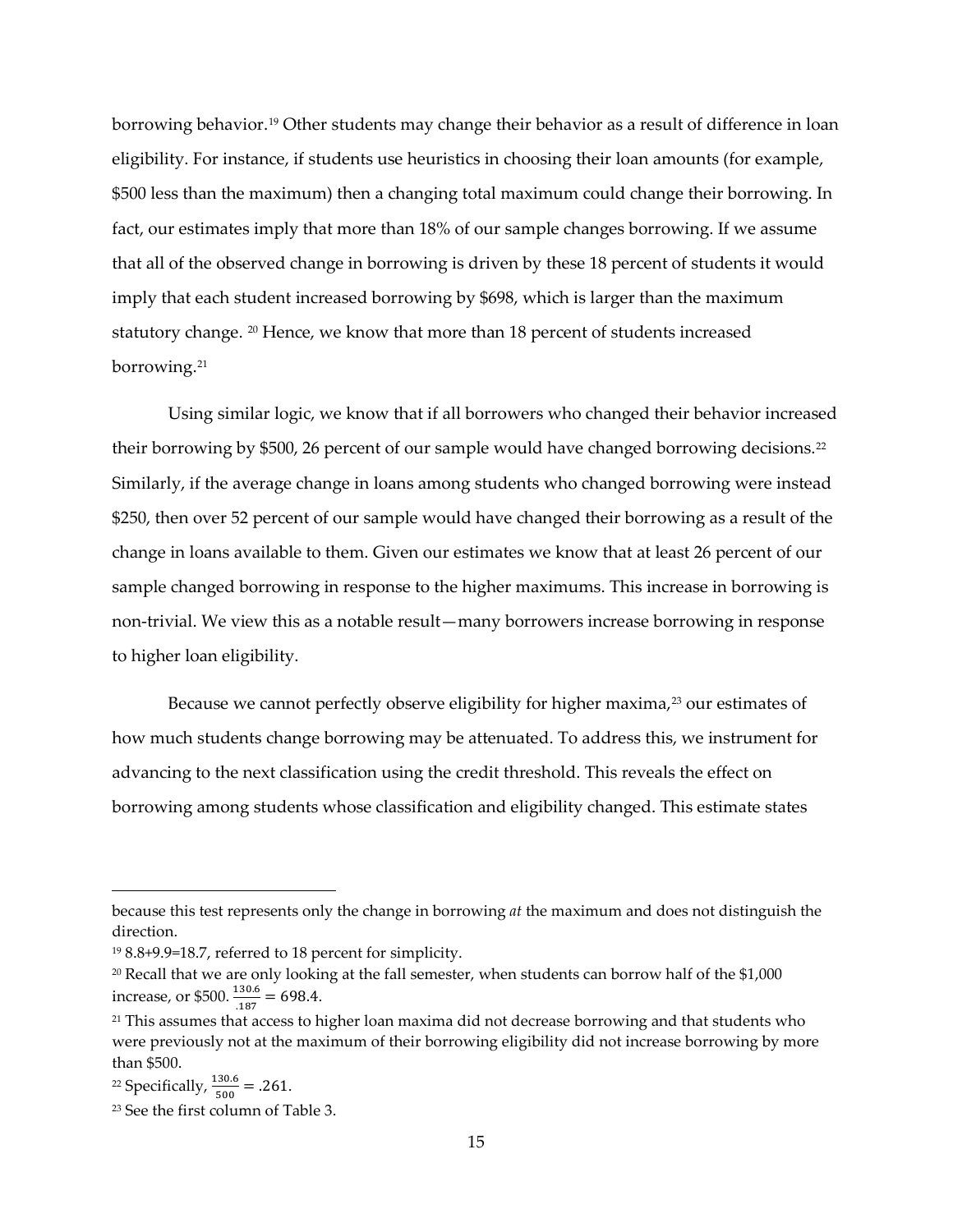borrowing behavior.[19] Other students may change their behavior as a result of difference in loan eligibility. For instance, if students use heuristics in choosing their loan amounts (for example, \$500 less than the maximum) then a changing total maximum could change their borrowing. In fact, our estimates imply that more than 18% of our sample changes borrowing. If we assume that all of the observed change in borrowing is driven by these 18 percent of students it would imply that each student increased borrowing by \$698, which is larger than the maximum statutory change. [20] Hence, we know that more than 18 percent of students increased borrowing.[21]

Using similar logic, we know that if all borrowers who changed their behavior increased their borrowing by \$500, 26 percent of our sample would have changed borrowing decisions.[22] Similarly, if the average change in loans among students who changed borrowing were instead \$250, then over 52 percent of our sample would have changed their borrowing as a result of the change in loans available to them. Given our estimates we know that at least 26 percent of our sample changed borrowing in response to the higher maximums. This increase in borrowing is non-trivial. We view this as a notable result—many borrowers increase borrowing in response to higher loan eligibility.

Because we cannot perfectly observe eligibility for higher maxima,[23] our estimates of how much students change borrowing may be attenuated. To address this, we instrument for advancing to the next classification using the credit threshold. This reveals the effect on borrowing among students whose classification and eligibility changed. This estimate states

---

because this test represents only the change in borrowing *at* the maximum and does not distinguish the direction.

[19] 8.8+9.9=18.7, referred to 18 percent for simplicity.

[20] Recall that we are only looking at the fall semester, when students can borrow half of the \$1,000 increase, or \$500. $\frac{130.6}{.187} = 698.4$.

[21] This assumes that access to higher loan maxima did not decrease borrowing and that students who were previously not at the maximum of their borrowing eligibility did not increase borrowing by more than \$500.

[22] Specifically, $\frac{130.6}{500} = .261$.

[23] See the first column of Table 3.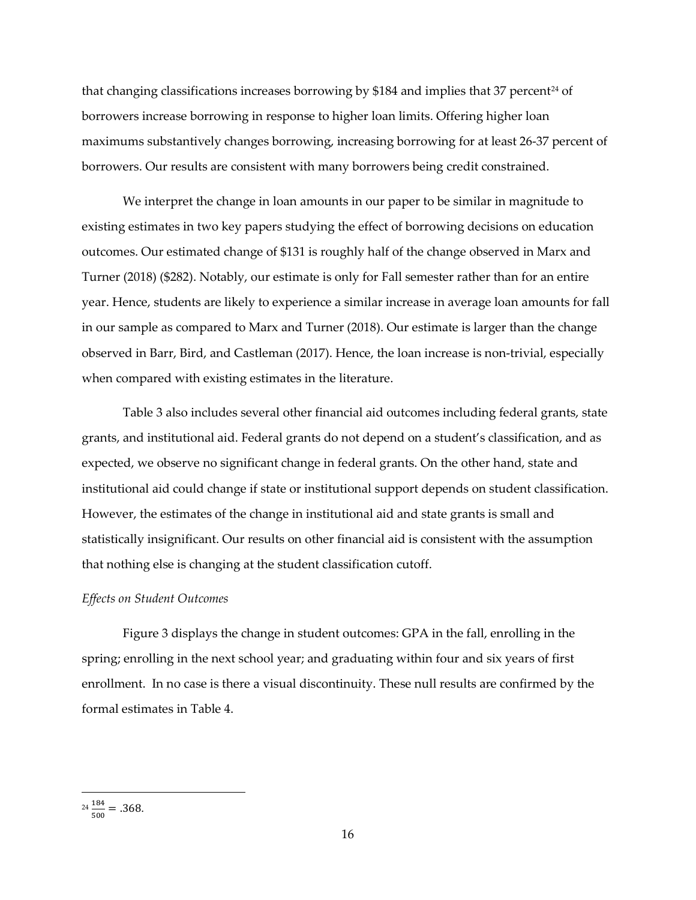that changing classifications increases borrowing by $184 and implies that 37 percent[24] of borrowers increase borrowing in response to higher loan limits. Offering higher loan maximums substantively changes borrowing, increasing borrowing for at least 26-37 percent of borrowers. Our results are consistent with many borrowers being credit constrained.

We interpret the change in loan amounts in our paper to be similar in magnitude to existing estimates in two key papers studying the effect of borrowing decisions on education outcomes. Our estimated change of $131 is roughly half of the change observed in Marx and Turner (2018) ($282). Notably, our estimate is only for Fall semester rather than for an entire year. Hence, students are likely to experience a similar increase in average loan amounts for fall in our sample as compared to Marx and Turner (2018). Our estimate is larger than the change observed in Barr, Bird, and Castleman (2017). Hence, the loan increase is non-trivial, especially when compared with existing estimates in the literature.

Table 3 also includes several other financial aid outcomes including federal grants, state grants, and institutional aid. Federal grants do not depend on a student's classification, and as expected, we observe no significant change in federal grants. On the other hand, state and institutional aid could change if state or institutional support depends on student classification. However, the estimates of the change in institutional aid and state grants is small and statistically insignificant. Our results on other financial aid is consistent with the assumption that nothing else is changing at the student classification cutoff.

*Effects on Student Outcomes*

Figure 3 displays the change in student outcomes: GPA in the fall, enrolling in the spring; enrolling in the next school year; and graduating within four and six years of first enrollment. In no case is there a visual discontinuity. These null results are confirmed by the formal estimates in Table 4.

---

[24] $\frac{184}{500} = .368$.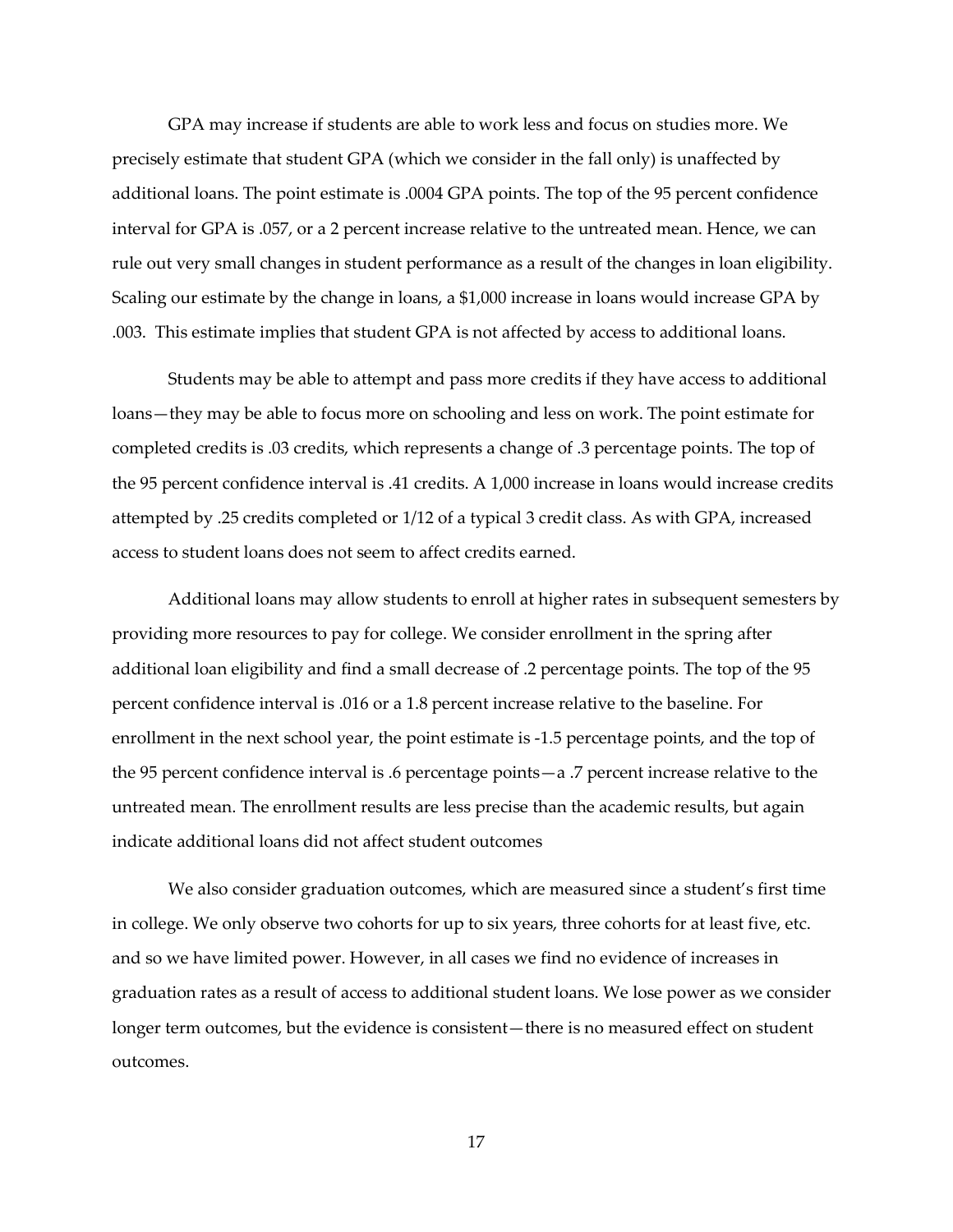GPA may increase if students are able to work less and focus on studies more. We precisely estimate that student GPA (which we consider in the fall only) is unaffected by additional loans. The point estimate is .0004 GPA points. The top of the 95 percent confidence interval for GPA is .057, or a 2 percent increase relative to the untreated mean. Hence, we can rule out very small changes in student performance as a result of the changes in loan eligibility. Scaling our estimate by the change in loans, a $1,000 increase in loans would increase GPA by .003. This estimate implies that student GPA is not affected by access to additional loans.

Students may be able to attempt and pass more credits if they have access to additional loans—they may be able to focus more on schooling and less on work. The point estimate for completed credits is .03 credits, which represents a change of .3 percentage points. The top of the 95 percent confidence interval is .41 credits. A 1,000 increase in loans would increase credits attempted by .25 credits completed or 1/12 of a typical 3 credit class. As with GPA, increased access to student loans does not seem to affect credits earned.

Additional loans may allow students to enroll at higher rates in subsequent semesters by providing more resources to pay for college. We consider enrollment in the spring after additional loan eligibility and find a small decrease of .2 percentage points. The top of the 95 percent confidence interval is .016 or a 1.8 percent increase relative to the baseline. For enrollment in the next school year, the point estimate is -1.5 percentage points, and the top of the 95 percent confidence interval is .6 percentage points—a .7 percent increase relative to the untreated mean. The enrollment results are less precise than the academic results, but again indicate additional loans did not affect student outcomes

We also consider graduation outcomes, which are measured since a student's first time in college. We only observe two cohorts for up to six years, three cohorts for at least five, etc. and so we have limited power. However, in all cases we find no evidence of increases in graduation rates as a result of access to additional student loans. We lose power as we consider longer term outcomes, but the evidence is consistent—there is no measured effect on student outcomes.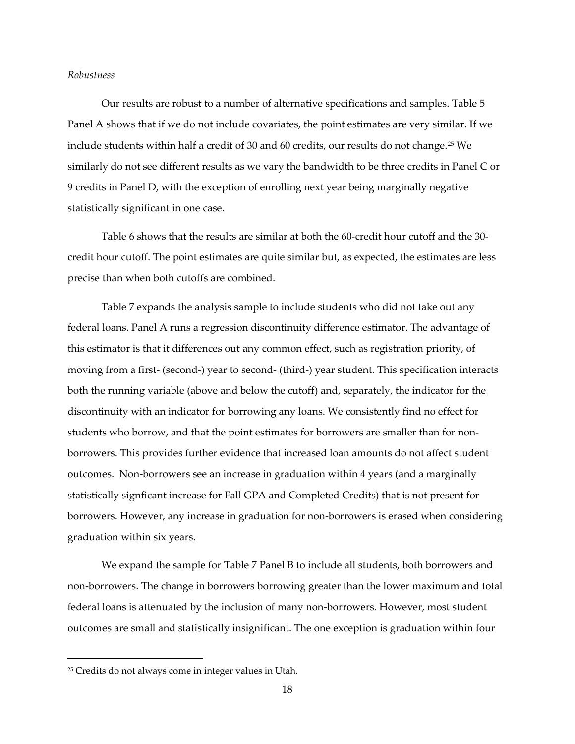*Robustness*

Our results are robust to a number of alternative specifications and samples. Table 5 Panel A shows that if we do not include covariates, the point estimates are very similar. If we include students within half a credit of 30 and 60 credits, our results do not change.[25] We similarly do not see different results as we vary the bandwidth to be three credits in Panel C or 9 credits in Panel D, with the exception of enrolling next year being marginally negative statistically significant in one case.

Table 6 shows that the results are similar at both the 60-credit hour cutoff and the 30-credit hour cutoff. The point estimates are quite similar but, as expected, the estimates are less precise than when both cutoffs are combined.

Table 7 expands the analysis sample to include students who did not take out any federal loans. Panel A runs a regression discontinuity difference estimator. The advantage of this estimator is that it differences out any common effect, such as registration priority, of moving from a first- (second-) year to second- (third-) year student. This specification interacts both the running variable (above and below the cutoff) and, separately, the indicator for the discontinuity with an indicator for borrowing any loans. We consistently find no effect for students who borrow, and that the point estimates for borrowers are smaller than for non-borrowers. This provides further evidence that increased loan amounts do not affect student outcomes. Non-borrowers see an increase in graduation within 4 years (and a marginally statistically signficant increase for Fall GPA and Completed Credits) that is not present for borrowers. However, any increase in graduation for non-borrowers is erased when considering graduation within six years.

We expand the sample for Table 7 Panel B to include all students, both borrowers and non-borrowers. The change in borrowers borrowing greater than the lower maximum and total federal loans is attenuated by the inclusion of many non-borrowers. However, most student outcomes are small and statistically insignificant. The one exception is graduation within four

[25] Credits do not always come in integer values in Utah.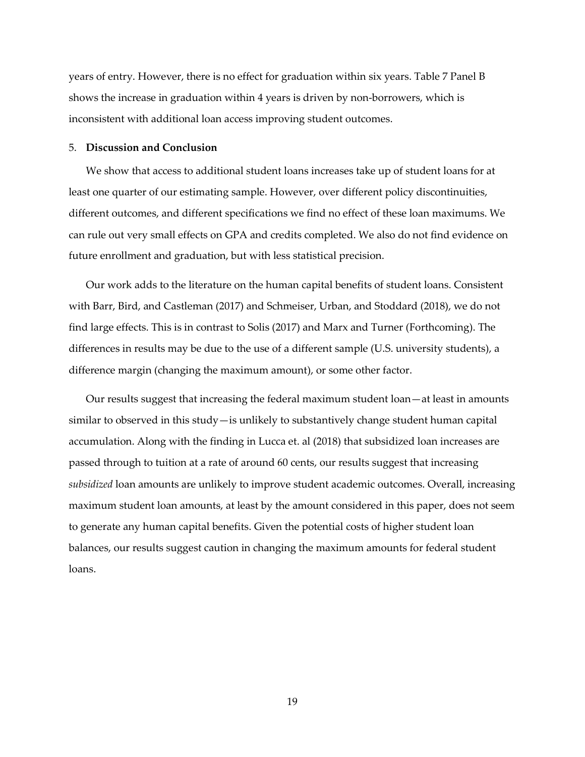years of entry. However, there is no effect for graduation within six years. Table 7 Panel B shows the increase in graduation within 4 years is driven by non-borrowers, which is inconsistent with additional loan access improving student outcomes.

## 5. **Discussion and Conclusion**

We show that access to additional student loans increases take up of student loans for at least one quarter of our estimating sample. However, over different policy discontinuities, different outcomes, and different specifications we find no effect of these loan maximums. We can rule out very small effects on GPA and credits completed. We also do not find evidence on future enrollment and graduation, but with less statistical precision.

Our work adds to the literature on the human capital benefits of student loans. Consistent with Barr, Bird, and Castleman (2017) and Schmeiser, Urban, and Stoddard (2018), we do not find large effects. This is in contrast to Solis (2017) and Marx and Turner (Forthcoming). The differences in results may be due to the use of a different sample (U.S. university students), a difference margin (changing the maximum amount), or some other factor.

Our results suggest that increasing the federal maximum student loan—at least in amounts similar to observed in this study—is unlikely to substantively change student human capital accumulation. Along with the finding in Lucca et. al (2018) that subsidized loan increases are passed through to tuition at a rate of around 60 cents, our results suggest that increasing *subsidized* loan amounts are unlikely to improve student academic outcomes. Overall, increasing maximum student loan amounts, at least by the amount considered in this paper, does not seem to generate any human capital benefits. Given the potential costs of higher student loan balances, our results suggest caution in changing the maximum amounts for federal student loans.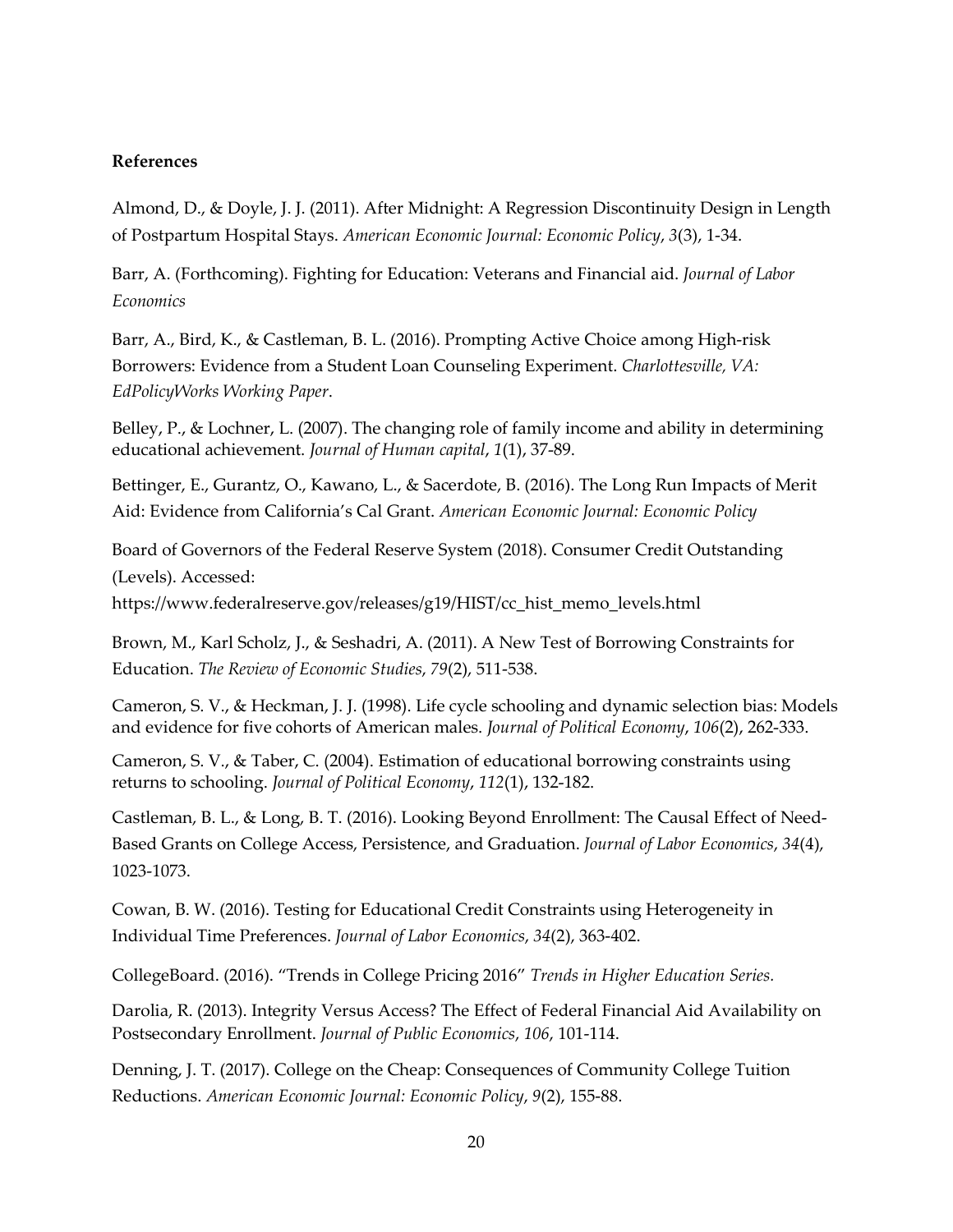**References**

Almond, D., & Doyle, J. J. (2011). After Midnight: A Regression Discontinuity Design in Length of Postpartum Hospital Stays. *American Economic Journal: Economic Policy*, *3*(3), 1-34.

Barr, A. (Forthcoming). Fighting for Education: Veterans and Financial aid. *Journal of Labor Economics*

Barr, A., Bird, K., & Castleman, B. L. (2016). Prompting Active Choice among High-risk Borrowers: Evidence from a Student Loan Counseling Experiment. *Charlottesville, VA: EdPolicyWorks Working Paper*.

Belley, P., & Lochner, L. (2007). The changing role of family income and ability in determining educational achievement. *Journal of Human capital*, *1*(1), 37-89.

Bettinger, E., Gurantz, O., Kawano, L., & Sacerdote, B. (2016). The Long Run Impacts of Merit Aid: Evidence from California's Cal Grant. *American Economic Journal: Economic Policy*

Board of Governors of the Federal Reserve System (2018). Consumer Credit Outstanding (Levels). Accessed: https://www.federalreserve.gov/releases/g19/HIST/cc_hist_memo_levels.html

Brown, M., Karl Scholz, J., & Seshadri, A. (2011). A New Test of Borrowing Constraints for Education. *The Review of Economic Studies*, *79*(2), 511-538.

Cameron, S. V., & Heckman, J. J. (1998). Life cycle schooling and dynamic selection bias: Models and evidence for five cohorts of American males. *Journal of Political Economy*, *106*(2), 262-333.

Cameron, S. V., & Taber, C. (2004). Estimation of educational borrowing constraints using returns to schooling. *Journal of Political Economy*, *112*(1), 132-182.

Castleman, B. L., & Long, B. T. (2016). Looking Beyond Enrollment: The Causal Effect of Need-Based Grants on College Access, Persistence, and Graduation. *Journal of Labor Economics*, *34*(4), 1023-1073.

Cowan, B. W. (2016). Testing for Educational Credit Constraints using Heterogeneity in Individual Time Preferences. *Journal of Labor Economics*, *34*(2), 363-402.

CollegeBoard. (2016). "Trends in College Pricing 2016" *Trends in Higher Education Series.*

Darolia, R. (2013). Integrity Versus Access? The Effect of Federal Financial Aid Availability on Postsecondary Enrollment. *Journal of Public Economics*, *106*, 101-114.

Denning, J. T. (2017). College on the Cheap: Consequences of Community College Tuition Reductions. *American Economic Journal: Economic Policy*, *9*(2), 155-88.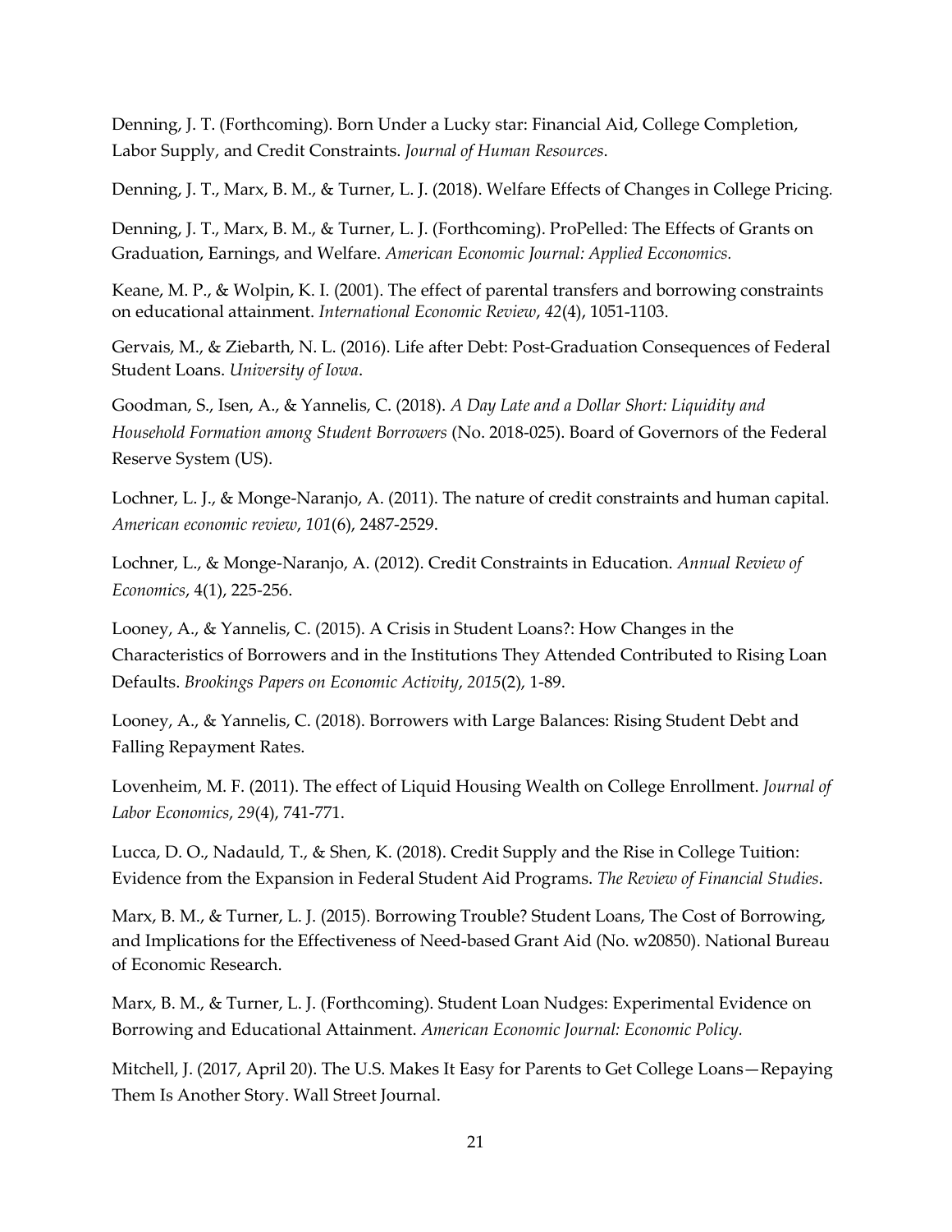Denning, J. T. (Forthcoming). Born Under a Lucky star: Financial Aid, College Completion, Labor Supply, and Credit Constraints. *Journal of Human Resources*.

Denning, J. T., Marx, B. M., & Turner, L. J. (2018). Welfare Effects of Changes in College Pricing.

Denning, J. T., Marx, B. M., & Turner, L. J. (Forthcoming). ProPelled: The Effects of Grants on Graduation, Earnings, and Welfare. *American Economic Journal: Applied Ecconomics.*

Keane, M. P., & Wolpin, K. I. (2001). The effect of parental transfers and borrowing constraints on educational attainment. *International Economic Review*, *42*(4), 1051-1103.

Gervais, M., & Ziebarth, N. L. (2016). Life after Debt: Post-Graduation Consequences of Federal Student Loans. *University of Iowa*.

Goodman, S., Isen, A., & Yannelis, C. (2018). *A Day Late and a Dollar Short: Liquidity and Household Formation among Student Borrowers* (No. 2018-025). Board of Governors of the Federal Reserve System (US).

Lochner, L. J., & Monge-Naranjo, A. (2011). The nature of credit constraints and human capital. *American economic review*, *101*(6), 2487-2529.

Lochner, L., & Monge-Naranjo, A. (2012). Credit Constraints in Education. *Annual Review of Economics*, 4(1), 225-256.

Looney, A., & Yannelis, C. (2015). A Crisis in Student Loans?: How Changes in the Characteristics of Borrowers and in the Institutions They Attended Contributed to Rising Loan Defaults. *Brookings Papers on Economic Activity*, *2015*(2), 1-89.

Looney, A., & Yannelis, C. (2018). Borrowers with Large Balances: Rising Student Debt and Falling Repayment Rates.

Lovenheim, M. F. (2011). The effect of Liquid Housing Wealth on College Enrollment. *Journal of Labor Economics*, *29*(4), 741-771.

Lucca, D. O., Nadauld, T., & Shen, K. (2018). Credit Supply and the Rise in College Tuition: Evidence from the Expansion in Federal Student Aid Programs. *The Review of Financial Studies*.

Marx, B. M., & Turner, L. J. (2015). Borrowing Trouble? Student Loans, The Cost of Borrowing, and Implications for the Effectiveness of Need-based Grant Aid (No. w20850). National Bureau of Economic Research.

Marx, B. M., & Turner, L. J. (Forthcoming). Student Loan Nudges: Experimental Evidence on Borrowing and Educational Attainment. *American Economic Journal: Economic Policy.*

Mitchell, J. (2017, April 20). The U.S. Makes It Easy for Parents to Get College Loans—Repaying Them Is Another Story. Wall Street Journal.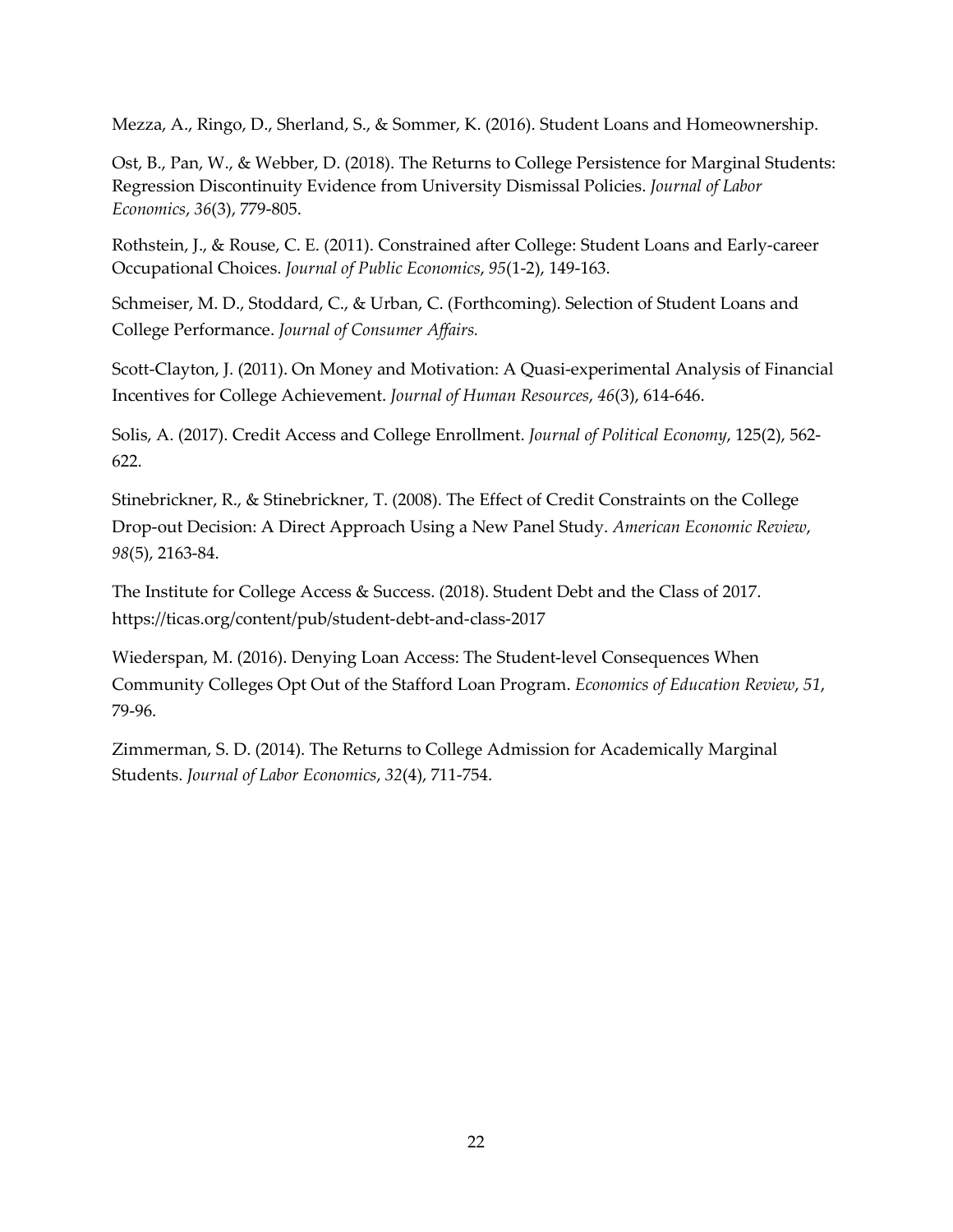Mezza, A., Ringo, D., Sherland, S., & Sommer, K. (2016). Student Loans and Homeownership.

Ost, B., Pan, W., & Webber, D. (2018). The Returns to College Persistence for Marginal Students: Regression Discontinuity Evidence from University Dismissal Policies. *Journal of Labor Economics*, *36*(3), 779-805.

Rothstein, J., & Rouse, C. E. (2011). Constrained after College: Student Loans and Early-career Occupational Choices. *Journal of Public Economics*, *95*(1-2), 149-163.

Schmeiser, M. D., Stoddard, C., & Urban, C. (Forthcoming). Selection of Student Loans and College Performance. *Journal of Consumer Affairs.*

Scott-Clayton, J. (2011). On Money and Motivation: A Quasi-experimental Analysis of Financial Incentives for College Achievement. *Journal of Human Resources*, *46*(3), 614-646.

Solis, A. (2017). Credit Access and College Enrollment. *Journal of Political Economy*, 125(2), 562-622.

Stinebrickner, R., & Stinebrickner, T. (2008). The Effect of Credit Constraints on the College Drop-out Decision: A Direct Approach Using a New Panel Study. *American Economic Review*, *98*(5), 2163-84.

The Institute for College Access & Success. (2018). Student Debt and the Class of 2017. https://ticas.org/content/pub/student-debt-and-class-2017

Wiederspan, M. (2016). Denying Loan Access: The Student-level Consequences When Community Colleges Opt Out of the Stafford Loan Program. *Economics of Education Review*, *51*, 79-96.

Zimmerman, S. D. (2014). The Returns to College Admission for Academically Marginal Students. *Journal of Labor Economics*, *32*(4), 711-754.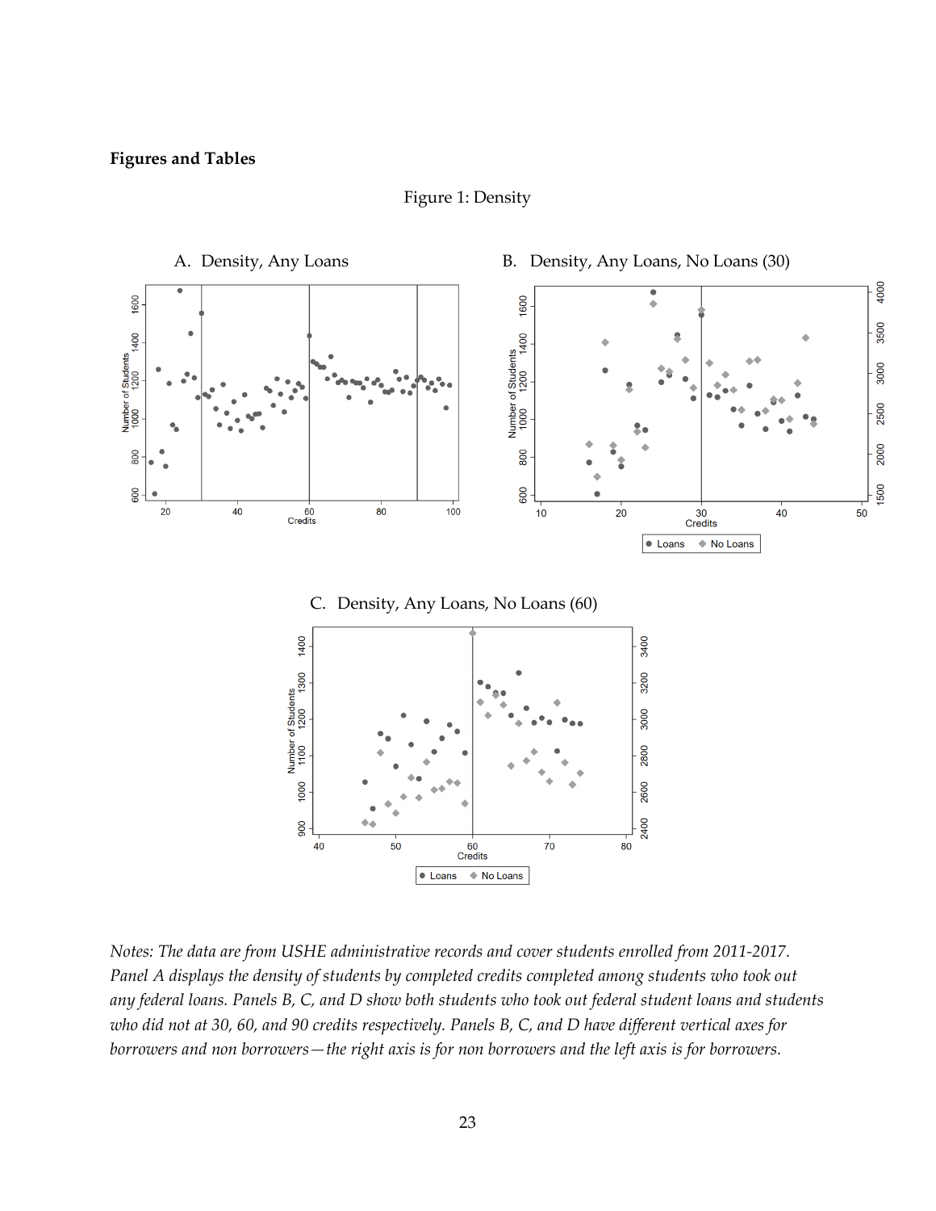**Figures and Tables**

Figure 1: Density

A. Density, Any Loans

B. Density, Any Loans, No Loans (30)

C. Density, Any Loans, No Loans (60)

*Notes: The data are from USHE administrative records and cover students enrolled from 2011-2017. Panel A displays the density of students by completed credits completed among students who took out any federal loans. Panels B, C, and D show both students who took out federal student loans and students who did not at 30, 60, and 90 credits respectively. Panels B, C, and D have different vertical axes for borrowers and non borrowers—the right axis is for non borrowers and the left axis is for borrowers.*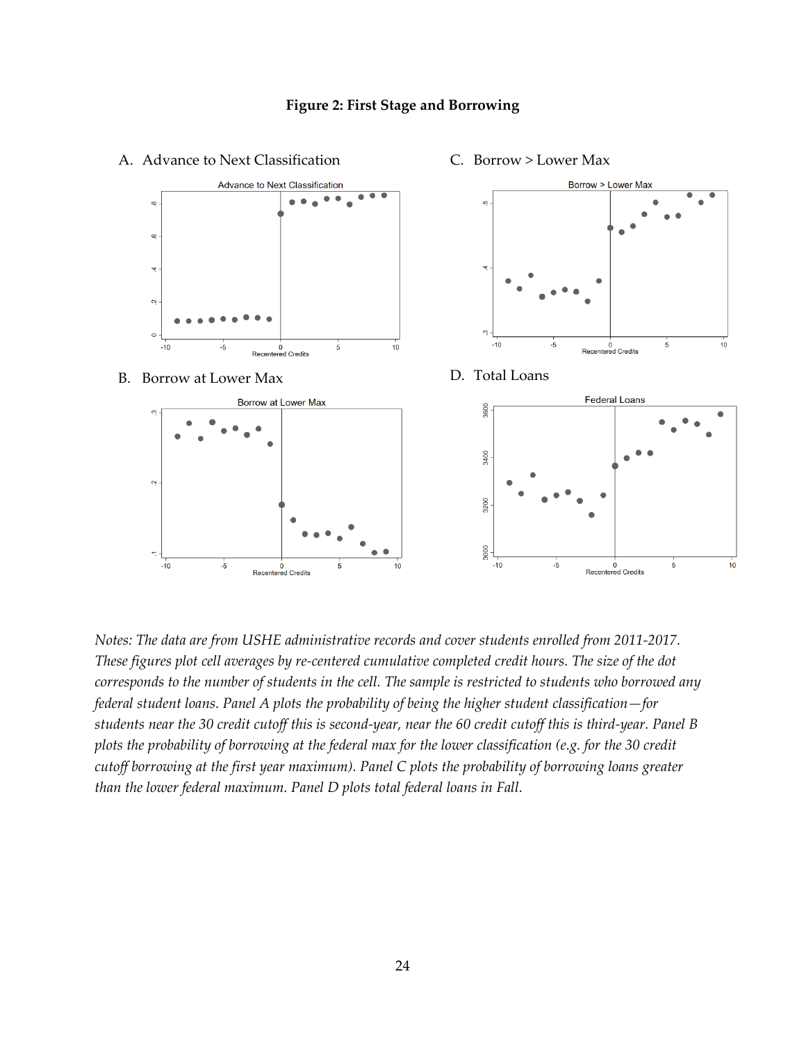**Figure 2: First Stage and Borrowing**

A. Advance to Next Classification

C. Borrow > Lower Max

B. Borrow at Lower Max

D. Total Loans

*Notes: The data are from USHE administrative records and cover students enrolled from 2011-2017. These figures plot cell averages by re-centered cumulative completed credit hours. The size of the dot corresponds to the number of students in the cell. The sample is restricted to students who borrowed any federal student loans. Panel A plots the probability of being the higher student classification—for students near the 30 credit cutoff this is second-year, near the 60 credit cutoff this is third-year. Panel B plots the probability of borrowing at the federal max for the lower classification (e.g. for the 30 credit cutoff borrowing at the first year maximum). Panel C plots the probability of borrowing loans greater than the lower federal maximum. Panel D plots total federal loans in Fall.*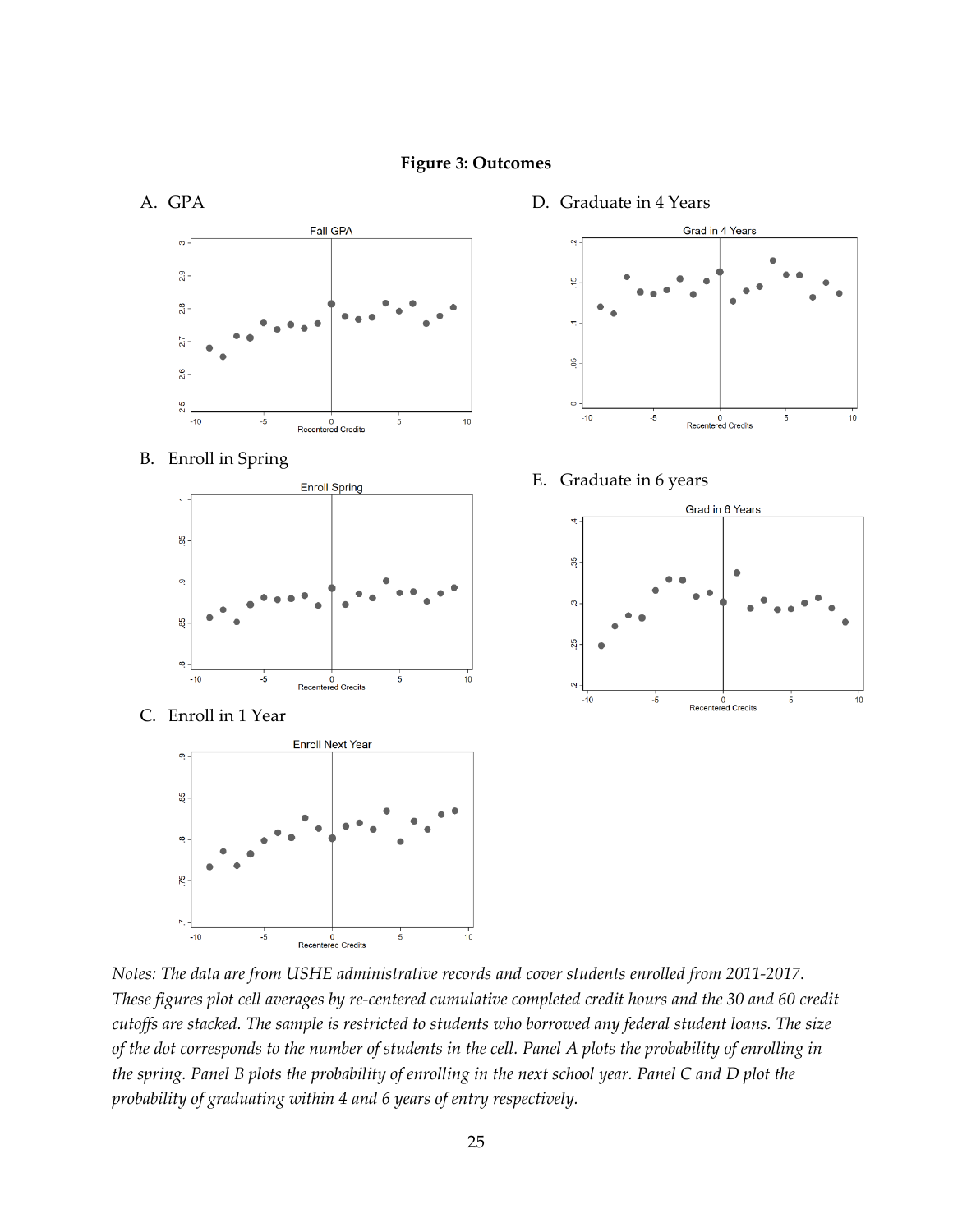**Figure 3: Outcomes**

A. GPA

B. Enroll in Spring

C. Enroll in 1 Year

D. Graduate in 4 Years

E. Graduate in 6 years

*Notes: The data are from USHE administrative records and cover students enrolled from 2011-2017. These figures plot cell averages by re-centered cumulative completed credit hours and the 30 and 60 credit cutoffs are stacked. The sample is restricted to students who borrowed any federal student loans. The size of the dot corresponds to the number of students in the cell. Panel A plots the probability of enrolling in the spring. Panel B plots the probability of enrolling in the next school year. Panel C and D plot the probability of graduating within 4 and 6 years of entry respectively.*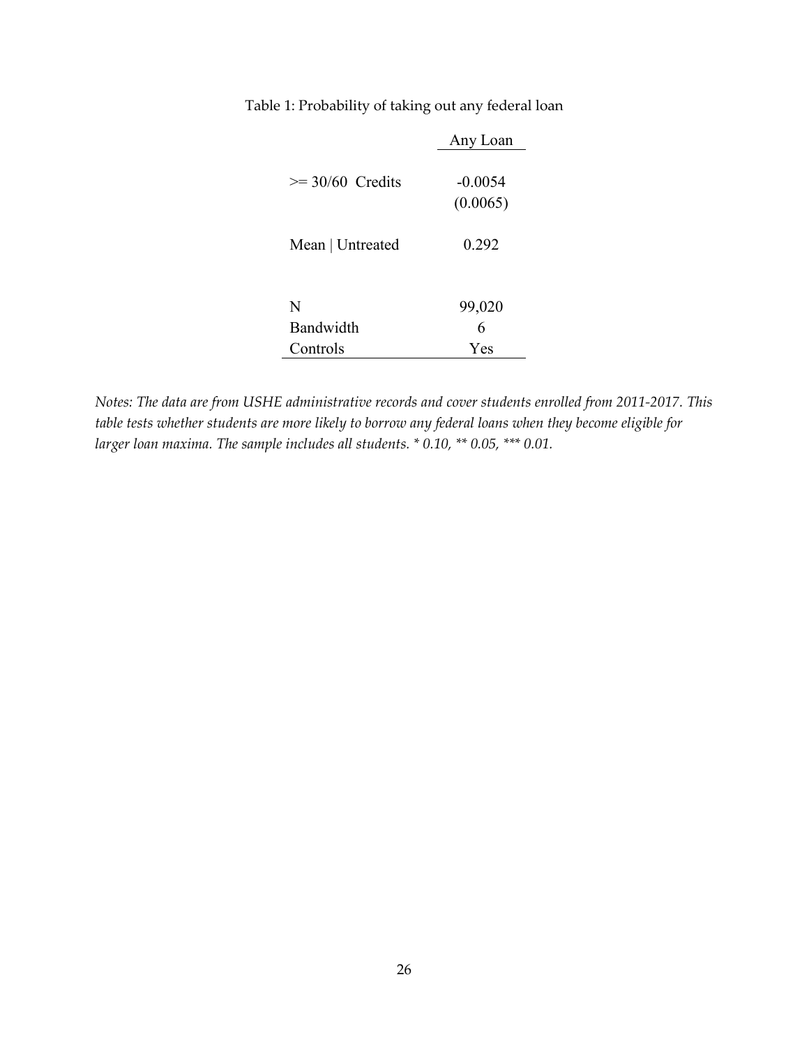Table 1: Probability of taking out any federal loan

| | Any Loan |
|---|---|
| >= 30/60 Credits | -0.0054 |
| | (0.0065) |
| Mean \| Untreated | 0.292 |
| | |
| N | 99,020 |
| Bandwidth | 6 |
| Controls | Yes |

*Notes: The data are from USHE administrative records and cover students enrolled from 2011-2017. This table tests whether students are more likely to borrow any federal loans when they become eligible for larger loan maxima. The sample includes all students. * 0.10, ** 0.05, *** 0.01.*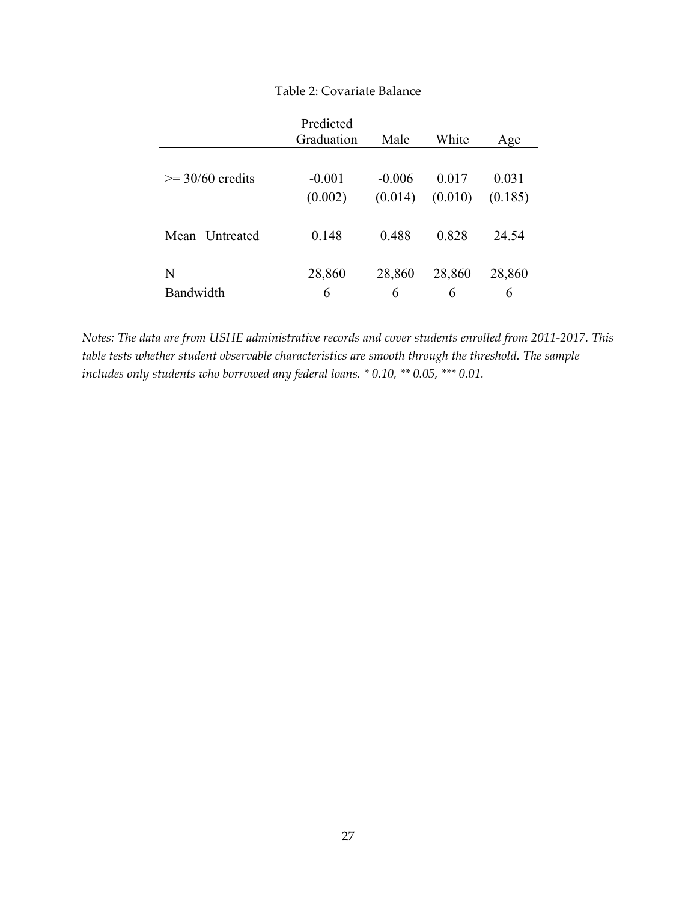Table 2: Covariate Balance

| | Predicted Graduation | Male | White | Age |
|---|---|---|---|---|
| >= 30/60 credits | -0.001 | -0.006 | 0.017 | 0.031 |
| | (0.002) | (0.014) | (0.010) | (0.185) |
| Mean \| Untreated | 0.148 | 0.488 | 0.828 | 24.54 |
| N | 28,860 | 28,860 | 28,860 | 28,860 |
| Bandwidth | 6 | 6 | 6 | 6 |

*Notes: The data are from USHE administrative records and cover students enrolled from 2011-2017. This table tests whether student observable characteristics are smooth through the threshold. The sample includes only students who borrowed any federal loans. * 0.10, ** 0.05, *** 0.01.*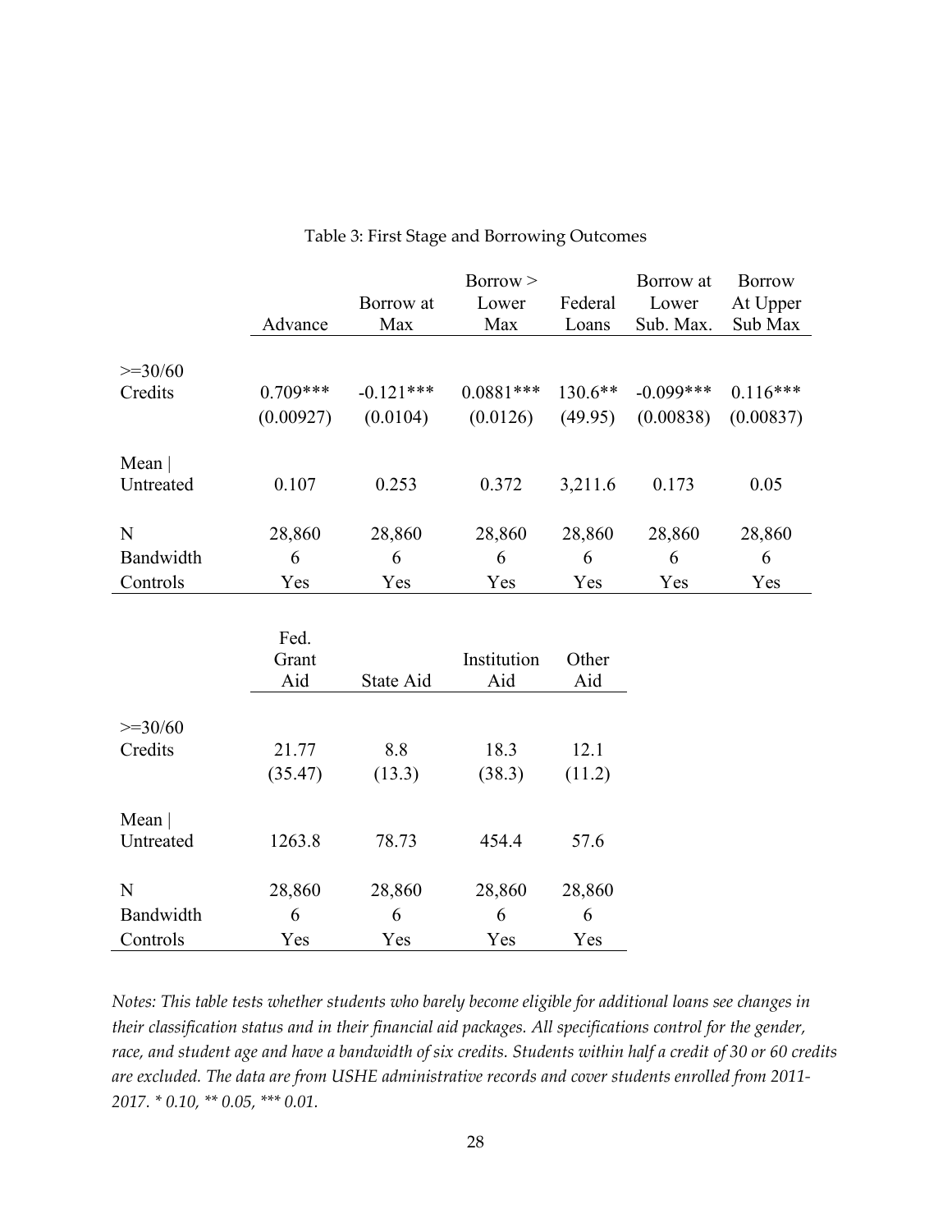Table 3: First Stage and Borrowing Outcomes

| | Advance | Borrow at Max | Borrow > Lower Max | Federal Loans | Borrow at Lower Sub. Max. | Borrow At Upper Sub Max |
|---|---|---|---|---|---|---|
| >=30/60 Credits | 0.709*** | -0.121*** | 0.0881*** | 130.6** | -0.099*** | 0.116*** |
| | (0.00927) | (0.0104) | (0.0126) | (49.95) | (0.00838) | (0.00837) |
| Mean \| Untreated | 0.107 | 0.253 | 0.372 | 3,211.6 | 0.173 | 0.05 |
| N | 28,860 | 28,860 | 28,860 | 28,860 | 28,860 | 28,860 |
| Bandwidth | 6 | 6 | 6 | 6 | 6 | 6 |
| Controls | Yes | Yes | Yes | Yes | Yes | Yes |

| | Fed. Grant Aid | State Aid | Institution Aid | Other Aid |
|---|---|---|---|---|
| >=30/60 Credits | 21.77 | 8.8 | 18.3 | 12.1 |
| | (35.47) | (13.3) | (38.3) | (11.2) |
| Mean \| Untreated | 1263.8 | 78.73 | 454.4 | 57.6 |
| N | 28,860 | 28,860 | 28,860 | 28,860 |
| Bandwidth | 6 | 6 | 6 | 6 |
| Controls | Yes | Yes | Yes | Yes |

*Notes: This table tests whether students who barely become eligible for additional loans see changes in their classification status and in their financial aid packages. All specifications control for the gender, race, and student age and have a bandwidth of six credits. Students within half a credit of 30 or 60 credits are excluded. The data are from USHE administrative records and cover students enrolled from 2011-2017. * 0.10, ** 0.05, *** 0.01.*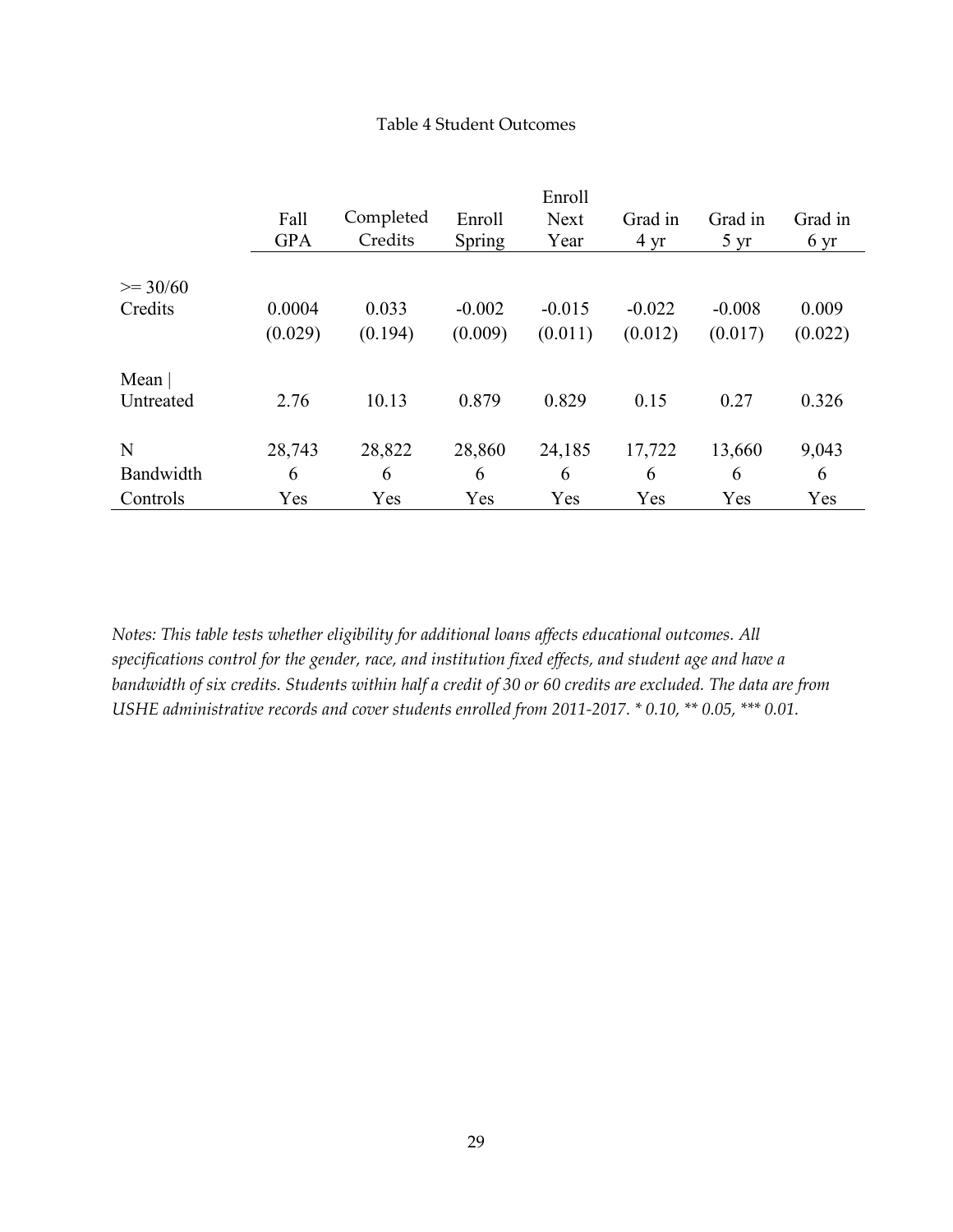Table 4 Student Outcomes

| | Fall GPA | Completed Credits | Enroll Spring | Enroll Next Year | Grad in 4 yr | Grad in 5 yr | Grad in 6 yr |
|---|---|---|---|---|---|---|---|
| >= 30/60 Credits | 0.0004 | 0.033 | -0.002 | -0.015 | -0.022 | -0.008 | 0.009 |
| | (0.029) | (0.194) | (0.009) | (0.011) | (0.012) | (0.017) | (0.022) |
| Mean \| Untreated | 2.76 | 10.13 | 0.879 | 0.829 | 0.15 | 0.27 | 0.326 |
| N | 28,743 | 28,822 | 28,860 | 24,185 | 17,722 | 13,660 | 9,043 |
| Bandwidth | 6 | 6 | 6 | 6 | 6 | 6 | 6 |
| Controls | Yes | Yes | Yes | Yes | Yes | Yes | Yes |

*Notes: This table tests whether eligibility for additional loans affects educational outcomes. All specifications control for the gender, race, and institution fixed effects, and student age and have a bandwidth of six credits. Students within half a credit of 30 or 60 credits are excluded. The data are from USHE administrative records and cover students enrolled from 2011-2017. * 0.10, ** 0.05, *** 0.01.*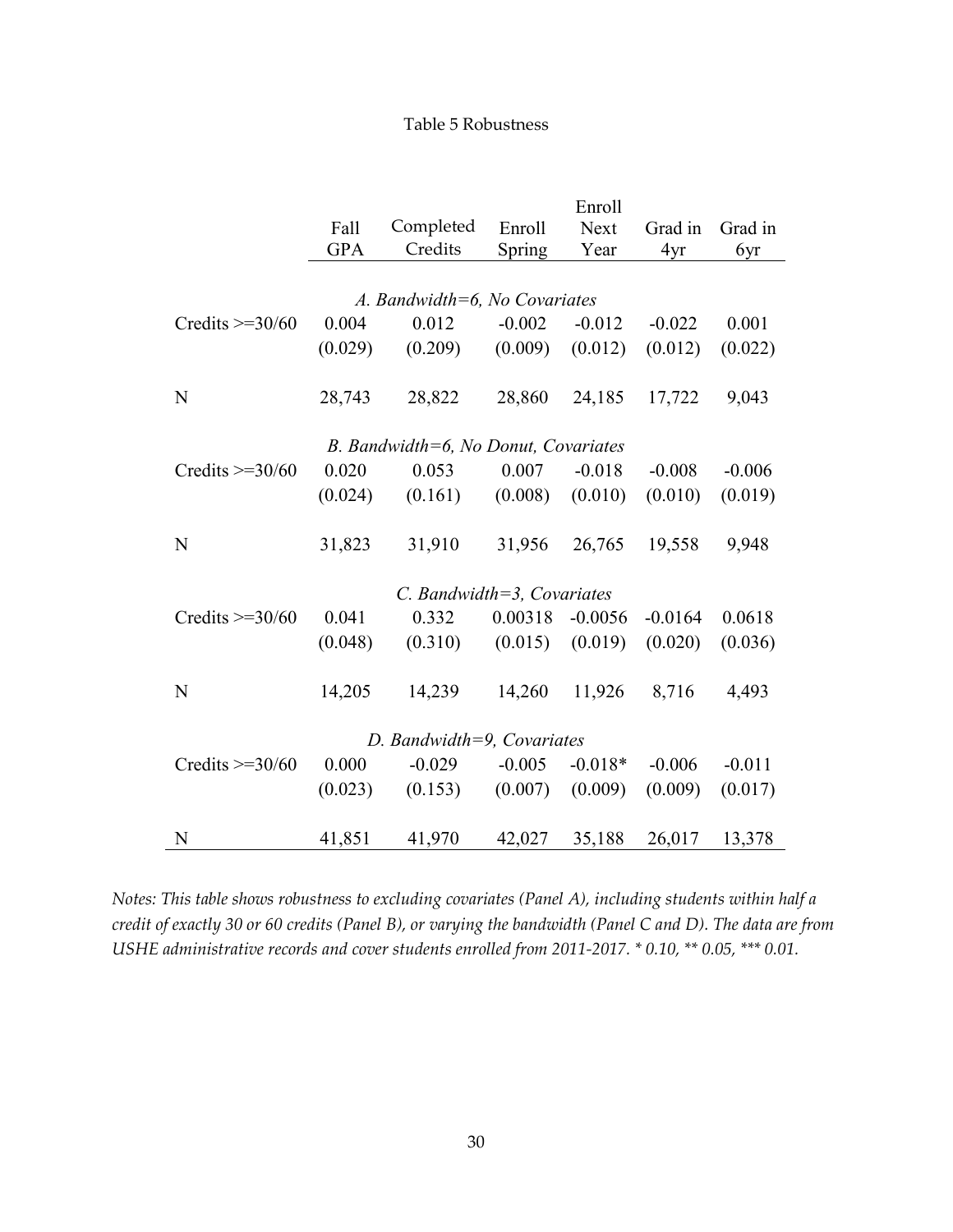Table 5 Robustness

| | Fall GPA | Completed Credits | Enroll Spring | Enroll Next Year | Grad in 4yr | Grad in 6yr |
|---|---|---|---|---|---|---|
| | *A. Bandwidth=6, No Covariates* | | | | | |
| Credits >=30/60 | 0.004 | 0.012 | -0.002 | -0.012 | -0.022 | 0.001 |
| | (0.029) | (0.209) | (0.009) | (0.012) | (0.012) | (0.022) |
| N | 28,743 | 28,822 | 28,860 | 24,185 | 17,722 | 9,043 |
| | *B. Bandwidth=6, No Donut, Covariates* | | | | | |
| Credits >=30/60 | 0.020 | 0.053 | 0.007 | -0.018 | -0.008 | -0.006 |
| | (0.024) | (0.161) | (0.008) | (0.010) | (0.010) | (0.019) |
| N | 31,823 | 31,910 | 31,956 | 26,765 | 19,558 | 9,948 |
| | *C. Bandwidth=3, Covariates* | | | | | |
| Credits >=30/60 | 0.041 | 0.332 | 0.00318 | -0.0056 | -0.0164 | 0.0618 |
| | (0.048) | (0.310) | (0.015) | (0.019) | (0.020) | (0.036) |
| N | 14,205 | 14,239 | 14,260 | 11,926 | 8,716 | 4,493 |
| | *D. Bandwidth=9, Covariates* | | | | | |
| Credits >=30/60 | 0.000 | -0.029 | -0.005 | -0.018* | -0.006 | -0.011 |
| | (0.023) | (0.153) | (0.007) | (0.009) | (0.009) | (0.017) |
| N | 41,851 | 41,970 | 42,027 | 35,188 | 26,017 | 13,378 |

*Notes: This table shows robustness to excluding covariates (Panel A), including students within half a credit of exactly 30 or 60 credits (Panel B), or varying the bandwidth (Panel C and D). The data are from USHE administrative records and cover students enrolled from 2011-2017. * 0.10, ** 0.05, *** 0.01.*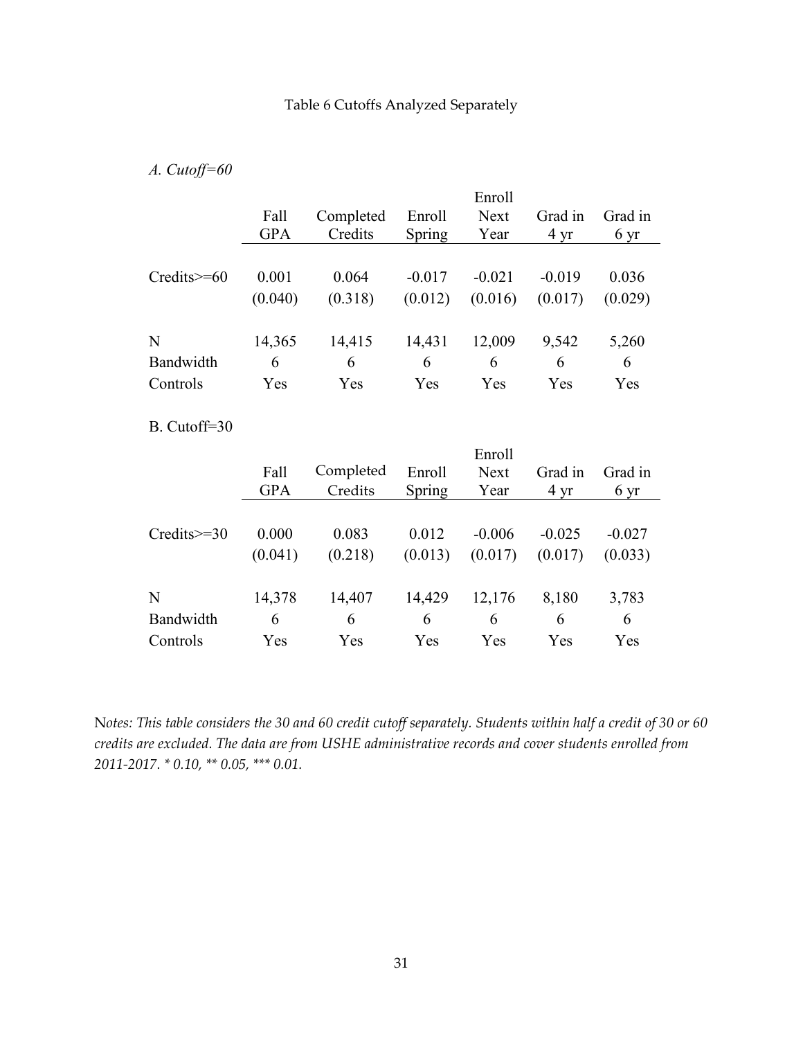Table 6 Cutoffs Analyzed Separately

*A. Cutoff=60*

| | Fall GPA | Completed Credits | Enroll Spring | Enroll Next Year | Grad in 4 yr | Grad in 6 yr |
|---|---|---|---|---|---|---|
| Credits>=60 | 0.001 | 0.064 | -0.017 | -0.021 | -0.019 | 0.036 |
| | (0.040) | (0.318) | (0.012) | (0.016) | (0.017) | (0.029) |
| N | 14,365 | 14,415 | 14,431 | 12,009 | 9,542 | 5,260 |
| Bandwidth | 6 | 6 | 6 | 6 | 6 | 6 |
| Controls | Yes | Yes | Yes | Yes | Yes | Yes |

B. Cutoff=30

| | Fall GPA | Completed Credits | Enroll Spring | Enroll Next Year | Grad in 4 yr | Grad in 6 yr |
|---|---|---|---|---|---|---|
| Credits>=30 | 0.000 | 0.083 | 0.012 | -0.006 | -0.025 | -0.027 |
| | (0.041) | (0.218) | (0.013) | (0.017) | (0.017) | (0.033) |
| N | 14,378 | 14,407 | 14,429 | 12,176 | 8,180 | 3,783 |
| Bandwidth | 6 | 6 | 6 | 6 | 6 | 6 |
| Controls | Yes | Yes | Yes | Yes | Yes | Yes |

N*otes: This table considers the 30 and 60 credit cutoff separately. Students within half a credit of 30 or 60 credits are excluded. The data are from USHE administrative records and cover students enrolled from 2011-2017. * 0.10, ** 0.05, *** 0.01.*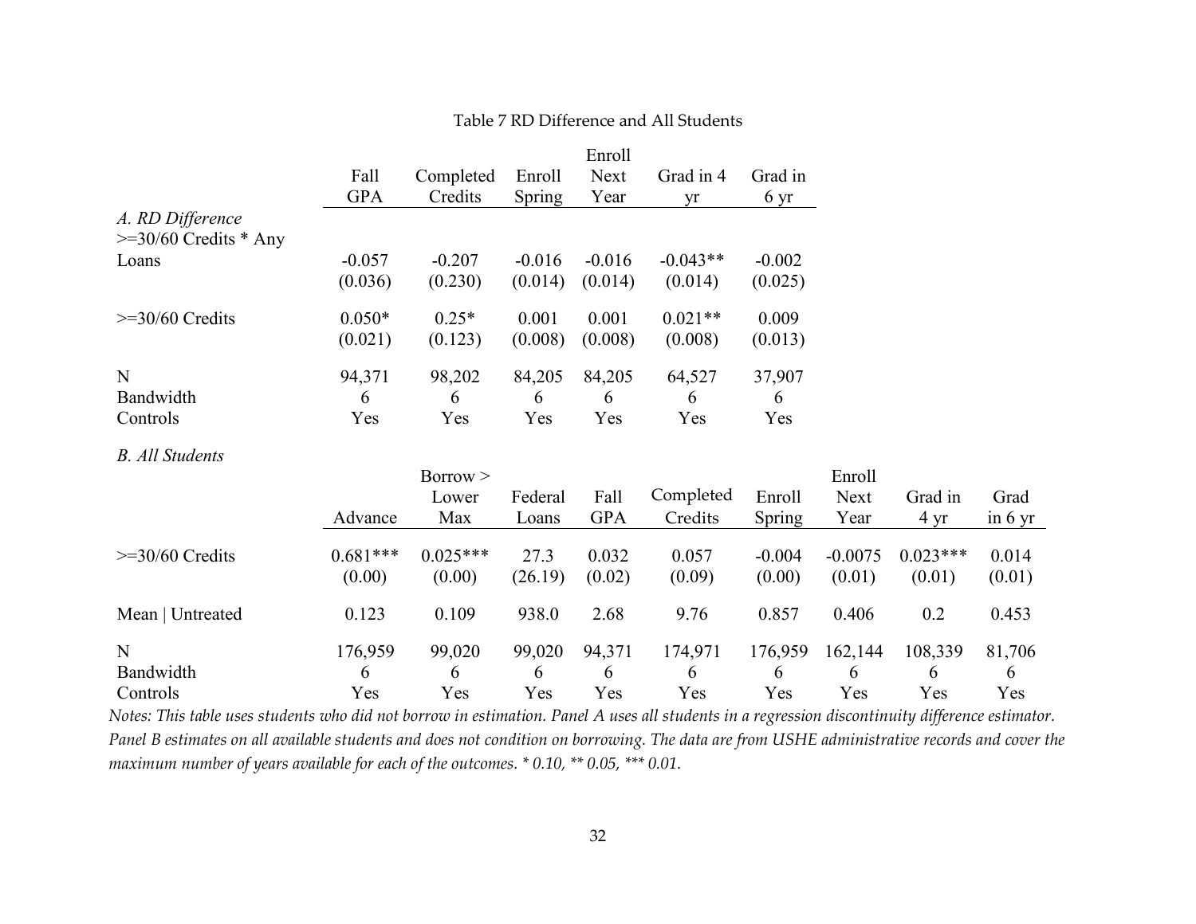Table 7 RD Difference and All Students

| | Fall GPA | Completed Credits | Enroll Spring | Enroll Next Year | Grad in 4 yr | Grad in 6 yr |
|---|---|---|---|---|---|---|
| *A. RD Difference* | | | | | | |
| >=30/60 Credits * Any Loans | -0.057 | -0.207 | -0.016 | -0.016 | -0.043** | -0.002 |
| | (0.036) | (0.230) | (0.014) | (0.014) | (0.014) | (0.025) |
| >=30/60 Credits | 0.050* | 0.25* | 0.001 | 0.001 | 0.021** | 0.009 |
| | (0.021) | (0.123) | (0.008) | (0.008) | (0.008) | (0.013) |
| N | 94,371 | 98,202 | 84,205 | 84,205 | 64,527 | 37,907 |
| Bandwidth | 6 | 6 | 6 | 6 | 6 | 6 |
| Controls | Yes | Yes | Yes | Yes | Yes | Yes |

*B. All Students*

| | Advance | Borrow > Lower Max | Federal Loans | Fall GPA | Completed Credits | Enroll Spring | Enroll Next Year | Grad in 4 yr | Grad in 6 yr |
|---|---|---|---|---|---|---|---|---|---|
| >=30/60 Credits | 0.681*** | 0.025*** | 27.3 | 0.032 | 0.057 | -0.004 | -0.0075 | 0.023*** | 0.014 |
| | (0.00) | (0.00) | (26.19) | (0.02) | (0.09) | (0.00) | (0.01) | (0.01) | (0.01) |
| Mean \| Untreated | 0.123 | 0.109 | 938.0 | 2.68 | 9.76 | 0.857 | 0.406 | 0.2 | 0.453 |
| N | 176,959 | 99,020 | 99,020 | 94,371 | 174,971 | 176,959 | 162,144 | 108,339 | 81,706 |
| Bandwidth | 6 | 6 | 6 | 6 | 6 | 6 | 6 | 6 | 6 |
| Controls | Yes | Yes | Yes | Yes | Yes | Yes | Yes | Yes | Yes |

*Notes: This table uses students who did not borrow in estimation. Panel A uses all students in a regression discontinuity difference estimator. Panel B estimates on all available students and does not condition on borrowing. The data are from USHE administrative records and cover the maximum number of years available for each of the outcomes. * 0.10, ** 0.05, *** 0.01.*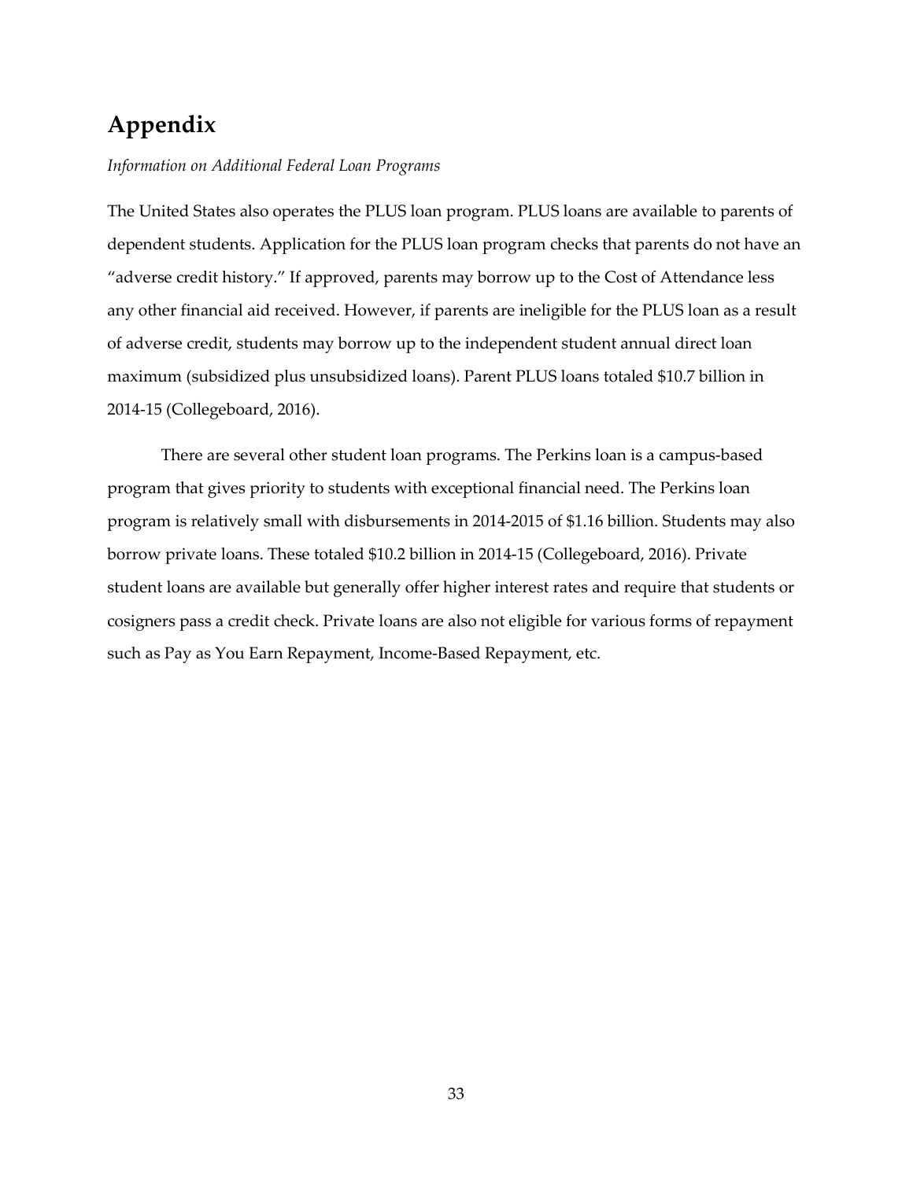# Appendix

*Information on Additional Federal Loan Programs*

The United States also operates the PLUS loan program. PLUS loans are available to parents of dependent students. Application for the PLUS loan program checks that parents do not have an "adverse credit history." If approved, parents may borrow up to the Cost of Attendance less any other financial aid received. However, if parents are ineligible for the PLUS loan as a result of adverse credit, students may borrow up to the independent student annual direct loan maximum (subsidized plus unsubsidized loans). Parent PLUS loans totaled $10.7 billion in 2014-15 (Collegeboard, 2016).

There are several other student loan programs. The Perkins loan is a campus-based program that gives priority to students with exceptional financial need. The Perkins loan program is relatively small with disbursements in 2014-2015 of $1.16 billion. Students may also borrow private loans. These totaled $10.2 billion in 2014-15 (Collegeboard, 2016). Private student loans are available but generally offer higher interest rates and require that students or cosigners pass a credit check. Private loans are also not eligible for various forms of repayment such as Pay as You Earn Repayment, Income-Based Repayment, etc.